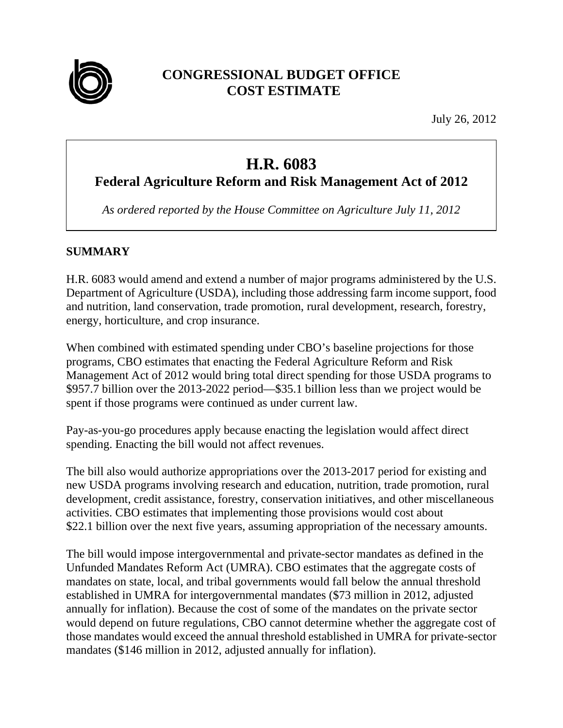# CONGRESSIONAL BUDGET OFFICE
# COST ESTIMATE

July 26, 2012

## H.R. 6083
### Federal Agriculture Reform and Risk Management Act of 2012

*As ordered reported by the House Committee on Agriculture July 11, 2012*

## SUMMARY

H.R. 6083 would amend and extend a number of major programs administered by the U.S. Department of Agriculture (USDA), including those addressing farm income support, food and nutrition, land conservation, trade promotion, rural development, research, forestry, energy, horticulture, and crop insurance.

When combined with estimated spending under CBO's baseline projections for those programs, CBO estimates that enacting the Federal Agriculture Reform and Risk Management Act of 2012 would bring total direct spending for those USDA programs to $957.7 billion over the 2013-2022 period—$35.1 billion less than we project would be spent if those programs were continued as under current law.

Pay-as-you-go procedures apply because enacting the legislation would affect direct spending. Enacting the bill would not affect revenues.

The bill also would authorize appropriations over the 2013-2017 period for existing and new USDA programs involving research and education, nutrition, trade promotion, rural development, credit assistance, forestry, conservation initiatives, and other miscellaneous activities. CBO estimates that implementing those provisions would cost about $22.1 billion over the next five years, assuming appropriation of the necessary amounts.

The bill would impose intergovernmental and private-sector mandates as defined in the Unfunded Mandates Reform Act (UMRA). CBO estimates that the aggregate costs of mandates on state, local, and tribal governments would fall below the annual threshold established in UMRA for intergovernmental mandates ($73 million in 2012, adjusted annually for inflation). Because the cost of some of the mandates on the private sector would depend on future regulations, CBO cannot determine whether the aggregate cost of those mandates would exceed the annual threshold established in UMRA for private-sector mandates ($146 million in 2012, adjusted annually for inflation).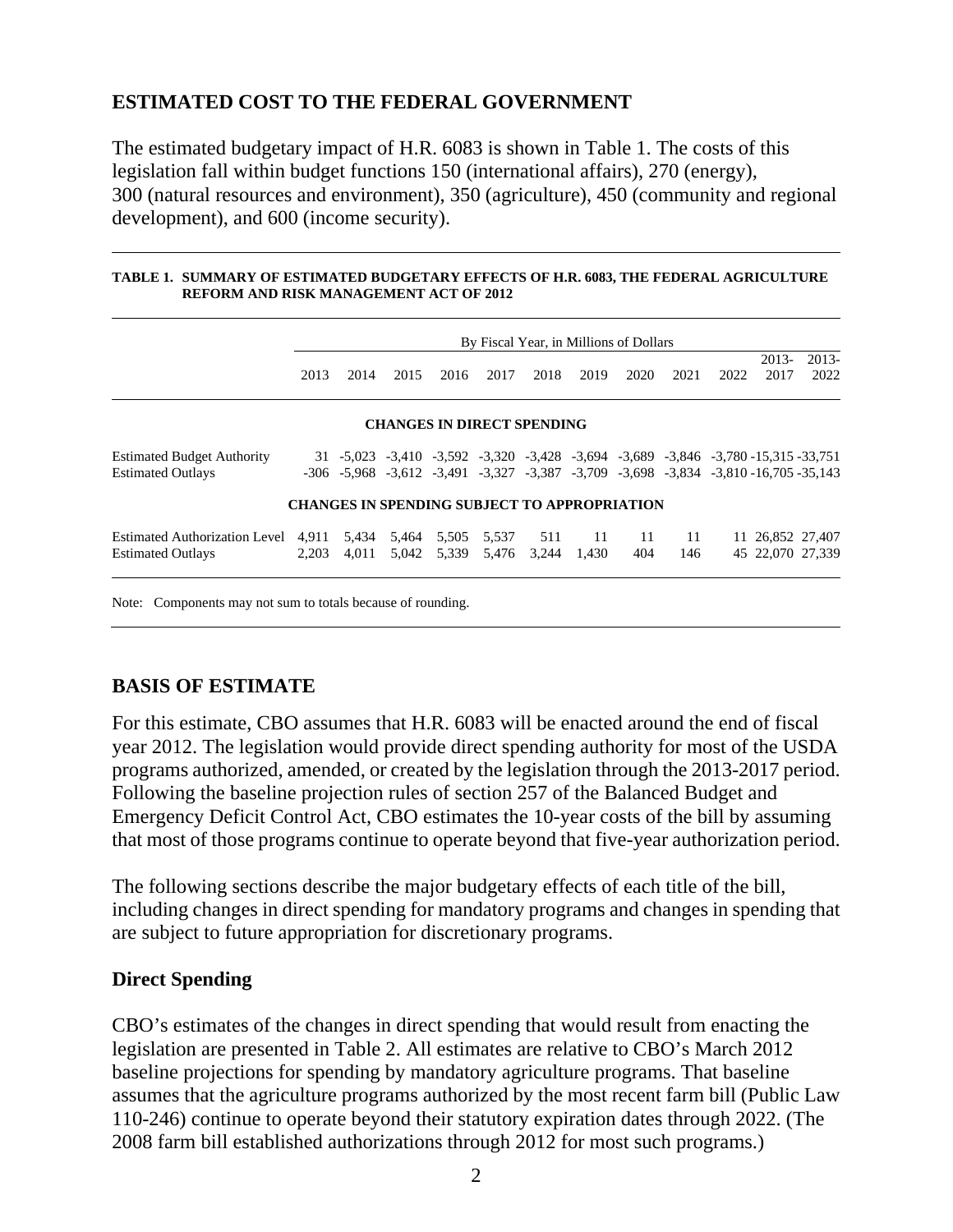## ESTIMATED COST TO THE FEDERAL GOVERNMENT

The estimated budgetary impact of H.R. 6083 is shown in Table 1. The costs of this legislation fall within budget functions 150 (international affairs), 270 (energy), 300 (natural resources and environment), 350 (agriculture), 450 (community and regional development), and 600 (income security).

**TABLE 1. SUMMARY OF ESTIMATED BUDGETARY EFFECTS OF H.R. 6083, THE FEDERAL AGRICULTURE REFORM AND RISK MANAGEMENT ACT OF 2012**

| | By Fiscal Year, in Millions of Dollars | | | | | | | | | | | |
|---|---|---|---|---|---|---|---|---|---|---|---|---|
| | 2013 | 2014 | 2015 | 2016 | 2017 | 2018 | 2019 | 2020 | 2021 | 2022 | 2013-2017 | 2013-2022 |
| **CHANGES IN DIRECT SPENDING** | | | | | | | | | | | | |
| Estimated Budget Authority | 31 | -5,023 | -3,410 | -3,592 | -3,320 | -3,428 | -3,694 | -3,689 | -3,846 | -3,780 | -15,315 | -33,751 |
| Estimated Outlays | -306 | -5,968 | -3,612 | -3,491 | -3,327 | -3,387 | -3,709 | -3,698 | -3,834 | -3,810 | -16,705 | -35,143 |
| **CHANGES IN SPENDING SUBJECT TO APPROPRIATION** | | | | | | | | | | | | |
| Estimated Authorization Level | 4,911 | 5,434 | 5,464 | 5,505 | 5,537 | 511 | 11 | 11 | 11 | 11 | 26,852 | 27,407 |
| Estimated Outlays | 2,203 | 4,011 | 5,042 | 5,339 | 5,476 | 3,244 | 1,430 | 404 | 146 | 45 | 22,070 | 27,339 |

Note: Components may not sum to totals because of rounding.

## BASIS OF ESTIMATE

For this estimate, CBO assumes that H.R. 6083 will be enacted around the end of fiscal year 2012. The legislation would provide direct spending authority for most of the USDA programs authorized, amended, or created by the legislation through the 2013-2017 period. Following the baseline projection rules of section 257 of the Balanced Budget and Emergency Deficit Control Act, CBO estimates the 10-year costs of the bill by assuming that most of those programs continue to operate beyond that five-year authorization period.

The following sections describe the major budgetary effects of each title of the bill, including changes in direct spending for mandatory programs and changes in spending that are subject to future appropriation for discretionary programs.

### Direct Spending

CBO's estimates of the changes in direct spending that would result from enacting the legislation are presented in Table 2. All estimates are relative to CBO's March 2012 baseline projections for spending by mandatory agriculture programs. That baseline assumes that the agriculture programs authorized by the most recent farm bill (Public Law 110-246) continue to operate beyond their statutory expiration dates through 2022. (The 2008 farm bill established authorizations through 2012 for most such programs.)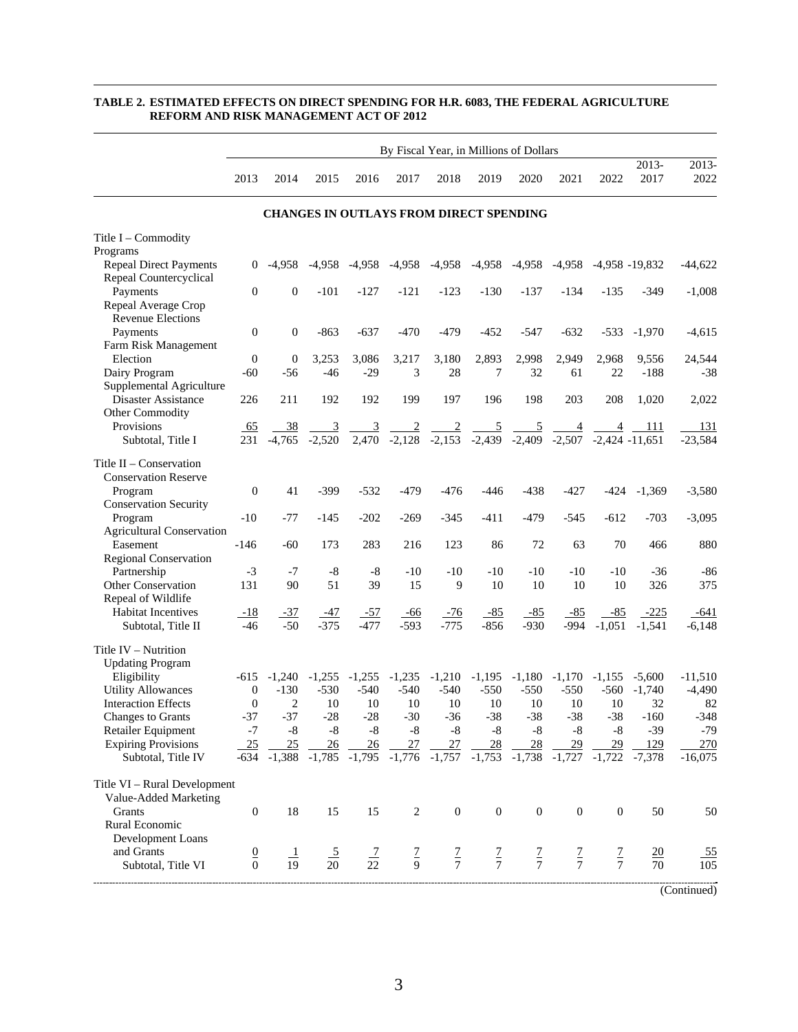**TABLE 2. ESTIMATED EFFECTS ON DIRECT SPENDING FOR H.R. 6083, THE FEDERAL AGRICULTURE REFORM AND RISK MANAGEMENT ACT OF 2012**

| | By Fiscal Year, in Millions of Dollars | | | | | | | | | | | |
|---|---|---|---|---|---|---|---|---|---|---|---|---|
| | 2013 | 2014 | 2015 | 2016 | 2017 | 2018 | 2019 | 2020 | 2021 | 2022 | 2013-2017 | 2013-2022 |
| **CHANGES IN OUTLAYS FROM DIRECT SPENDING** | | | | | | | | | | | | |
| Title I – Commodity Programs | | | | | | | | | | | | |
| Repeal Direct Payments | 0 | -4,958 | -4,958 | -4,958 | -4,958 | -4,958 | -4,958 | -4,958 | -4,958 | -4,958 | -19,832 | -44,622 |
| Repeal Countercyclical Payments | 0 | 0 | -101 | -127 | -121 | -123 | -130 | -137 | -134 | -135 | -349 | -1,008 |
| Repeal Average Crop Revenue Elections Payments | 0 | 0 | -863 | -637 | -470 | -479 | -452 | -547 | -632 | -533 | -1,970 | -4,615 |
| Farm Risk Management Election | 0 | 0 | 3,253 | 3,086 | 3,217 | 3,180 | 2,893 | 2,998 | 2,949 | 2,968 | 9,556 | 24,544 |
| Dairy Program | -60 | -56 | -46 | -29 | 3 | 28 | 7 | 32 | 61 | 22 | -188 | -38 |
| Supplemental Agriculture Disaster Assistance | 226 | 211 | 192 | 192 | 199 | 197 | 196 | 198 | 203 | 208 | 1,020 | 2,022 |
| Other Commodity Provisions | 65 | 38 | 3 | 3 | 2 | 2 | 5 | 5 | 4 | 4 | 111 | 131 |
| Subtotal, Title I | 231 | -4,765 | -2,520 | 2,470 | -2,128 | -2,153 | -2,439 | -2,409 | -2,507 | -2,424 | -11,651 | -23,584 |
| Title II – Conservation | | | | | | | | | | | | |
| Conservation Reserve Program | 0 | 41 | -399 | -532 | -479 | -476 | -446 | -438 | -427 | -424 | -1,369 | -3,580 |
| Conservation Security Program | -10 | -77 | -145 | -202 | -269 | -345 | -411 | -479 | -545 | -612 | -703 | -3,095 |
| Agricultural Conservation Easement | -146 | -60 | 173 | 283 | 216 | 123 | 86 | 72 | 63 | 70 | 466 | 880 |
| Regional Conservation Partnership | -3 | -7 | -8 | -8 | -10 | -10 | -10 | -10 | -10 | -10 | -36 | -86 |
| Other Conservation | 131 | 90 | 51 | 39 | 15 | 9 | 10 | 10 | 10 | 10 | 326 | 375 |
| Repeal of Wildlife Habitat Incentives | -18 | -37 | -47 | -57 | -66 | -76 | -85 | -85 | -85 | -85 | -225 | -641 |
| Subtotal, Title II | -46 | -50 | -375 | -477 | -593 | -775 | -856 | -930 | -994 | -1,051 | -1,541 | -6,148 |
| Title IV – Nutrition | | | | | | | | | | | | |
| Updating Program Eligibility | -615 | -1,240 | -1,255 | -1,255 | -1,235 | -1,210 | -1,195 | -1,180 | -1,170 | -1,155 | -5,600 | -11,510 |
| Utility Allowances | 0 | -130 | -530 | -540 | -540 | -540 | -550 | -550 | -550 | -560 | -1,740 | -4,490 |
| Interaction Effects | 0 | 2 | 10 | 10 | 10 | 10 | 10 | 10 | 10 | 10 | 32 | 82 |
| Changes to Grants | -37 | -37 | -28 | -28 | -30 | -36 | -38 | -38 | -38 | -38 | -160 | -348 |
| Retailer Equipment | -7 | -8 | -8 | -8 | -8 | -8 | -8 | -8 | -8 | -8 | -39 | -79 |
| Expiring Provisions | 25 | 25 | 26 | 26 | 27 | 27 | 28 | 28 | 29 | 29 | 129 | 270 |
| Subtotal, Title IV | -634 | -1,388 | -1,785 | -1,795 | -1,776 | -1,757 | -1,753 | -1,738 | -1,727 | -1,722 | -7,378 | -16,075 |
| Title VI – Rural Development | | | | | | | | | | | | |
| Value-Added Marketing Grants | 0 | 18 | 15 | 15 | 2 | 0 | 0 | 0 | 0 | 0 | 50 | 50 |
| Rural Economic Development Loans and Grants | 0 | 1 | 5 | 7 | 7 | 7 | 7 | 7 | 7 | 7 | 20 | 55 |
| Subtotal, Title VI | 0 | 19 | 20 | 22 | 9 | 7 | 7 | 7 | 7 | 7 | 70 | 105 |

(Continued)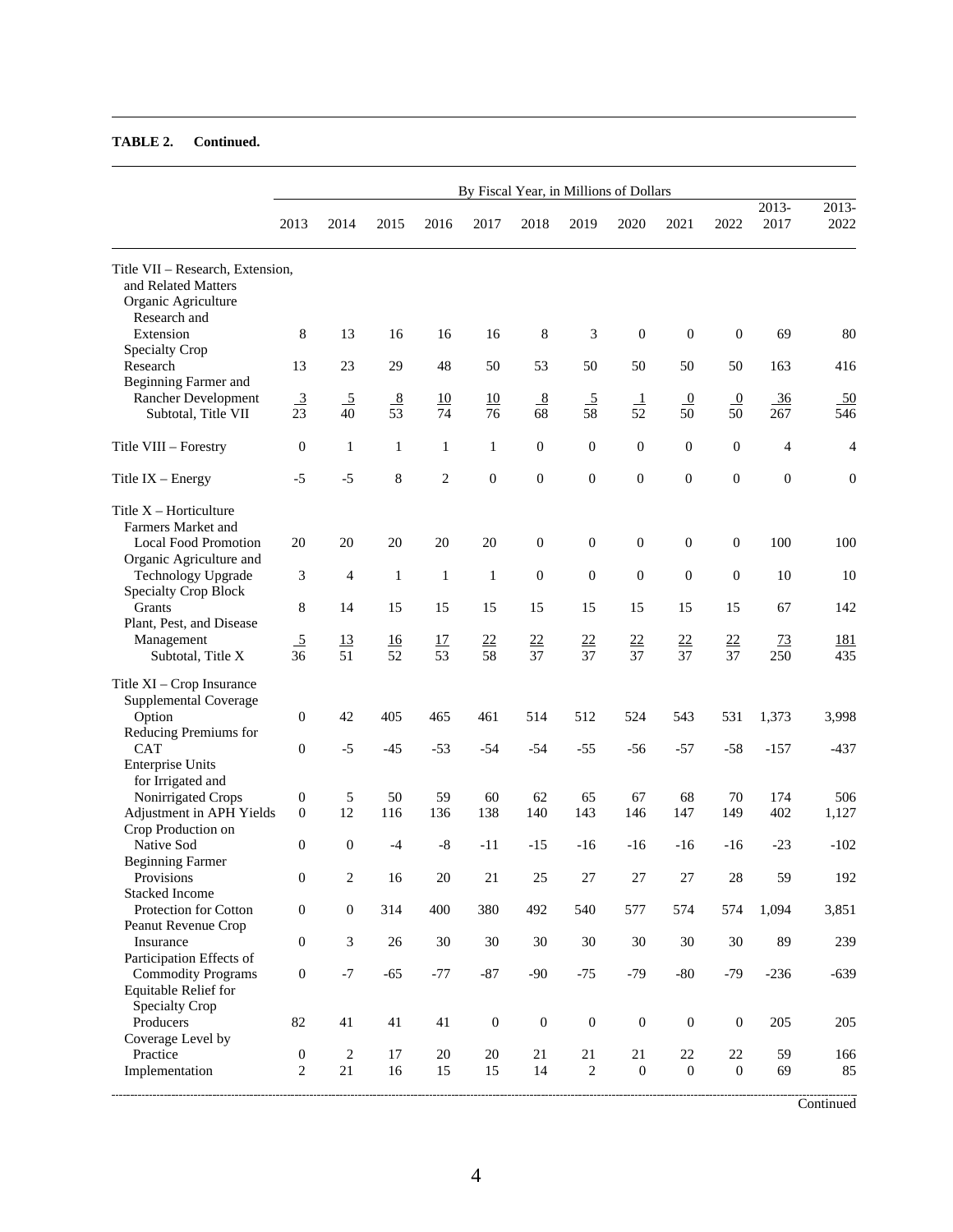**TABLE 2. Continued.**

| | By Fiscal Year, in Millions of Dollars | | | | | | | | | | | |
|---|---|---|---|---|---|---|---|---|---|---|---|---|
| | 2013 | 2014 | 2015 | 2016 | 2017 | 2018 | 2019 | 2020 | 2021 | 2022 | 2013-2017 | 2013-2022 |
| Title VII – Research, Extension, and Related Matters | | | | | | | | | | | | |
| Organic Agriculture Research and Extension | 8 | 13 | 16 | 16 | 16 | 8 | 3 | 0 | 0 | 0 | 69 | 80 |
| Specialty Crop Research | 13 | 23 | 29 | 48 | 50 | 53 | 50 | 50 | 50 | 50 | 163 | 416 |
| Beginning Farmer and Rancher Development | 3 | 5 | 8 | 10 | 10 | 8 | 5 | 1 | 0 | 0 | 36 | 50 |
| Subtotal, Title VII | 23 | 40 | 53 | 74 | 76 | 68 | 58 | 52 | 50 | 50 | 267 | 546 |
| Title VIII – Forestry | 0 | 1 | 1 | 1 | 1 | 0 | 0 | 0 | 0 | 0 | 4 | 4 |
| Title IX – Energy | -5 | -5 | 8 | 2 | 0 | 0 | 0 | 0 | 0 | 0 | 0 | 0 |
| Title X – Horticulture | | | | | | | | | | | | |
| Farmers Market and Local Food Promotion | 20 | 20 | 20 | 20 | 20 | 0 | 0 | 0 | 0 | 0 | 100 | 100 |
| Organic Agriculture and Technology Upgrade | 3 | 4 | 1 | 1 | 1 | 0 | 0 | 0 | 0 | 0 | 10 | 10 |
| Specialty Crop Block Grants | 8 | 14 | 15 | 15 | 15 | 15 | 15 | 15 | 15 | 15 | 67 | 142 |
| Plant, Pest, and Disease Management | 5 | 13 | 16 | 17 | 22 | 22 | 22 | 22 | 22 | 22 | 73 | 181 |
| Subtotal, Title X | 36 | 51 | 52 | 53 | 58 | 37 | 37 | 37 | 37 | 37 | 250 | 435 |
| Title XI – Crop Insurance | | | | | | | | | | | | |
| Supplemental Coverage Option | 0 | 42 | 405 | 465 | 461 | 514 | 512 | 524 | 543 | 531 | 1,373 | 3,998 |
| Reducing Premiums for CAT | 0 | -5 | -45 | -53 | -54 | -54 | -55 | -56 | -57 | -58 | -157 | -437 |
| Enterprise Units for Irrigated and Nonirrigated Crops | 0 | 5 | 50 | 59 | 60 | 62 | 65 | 67 | 68 | 70 | 174 | 506 |
| Adjustment in APH Yields | 0 | 12 | 116 | 136 | 138 | 140 | 143 | 146 | 147 | 149 | 402 | 1,127 |
| Crop Production on Native Sod | 0 | 0 | -4 | -8 | -11 | -15 | -16 | -16 | -16 | -16 | -23 | -102 |
| Beginning Farmer Provisions | 0 | 2 | 16 | 20 | 21 | 25 | 27 | 27 | 27 | 28 | 59 | 192 |
| Stacked Income Protection for Cotton | 0 | 0 | 314 | 400 | 380 | 492 | 540 | 577 | 574 | 574 | 1,094 | 3,851 |
| Peanut Revenue Crop Insurance | 0 | 3 | 26 | 30 | 30 | 30 | 30 | 30 | 30 | 30 | 89 | 239 |
| Participation Effects of Commodity Programs | 0 | -7 | -65 | -77 | -87 | -90 | -75 | -79 | -80 | -79 | -236 | -639 |
| Equitable Relief for Specialty Crop Producers | 82 | 41 | 41 | 41 | 0 | 0 | 0 | 0 | 0 | 0 | 205 | 205 |
| Coverage Level by Practice | 0 | 2 | 17 | 20 | 20 | 21 | 21 | 21 | 22 | 22 | 59 | 166 |
| Implementation | 2 | 21 | 16 | 15 | 15 | 14 | 2 | 0 | 0 | 0 | 69 | 85 |

Continued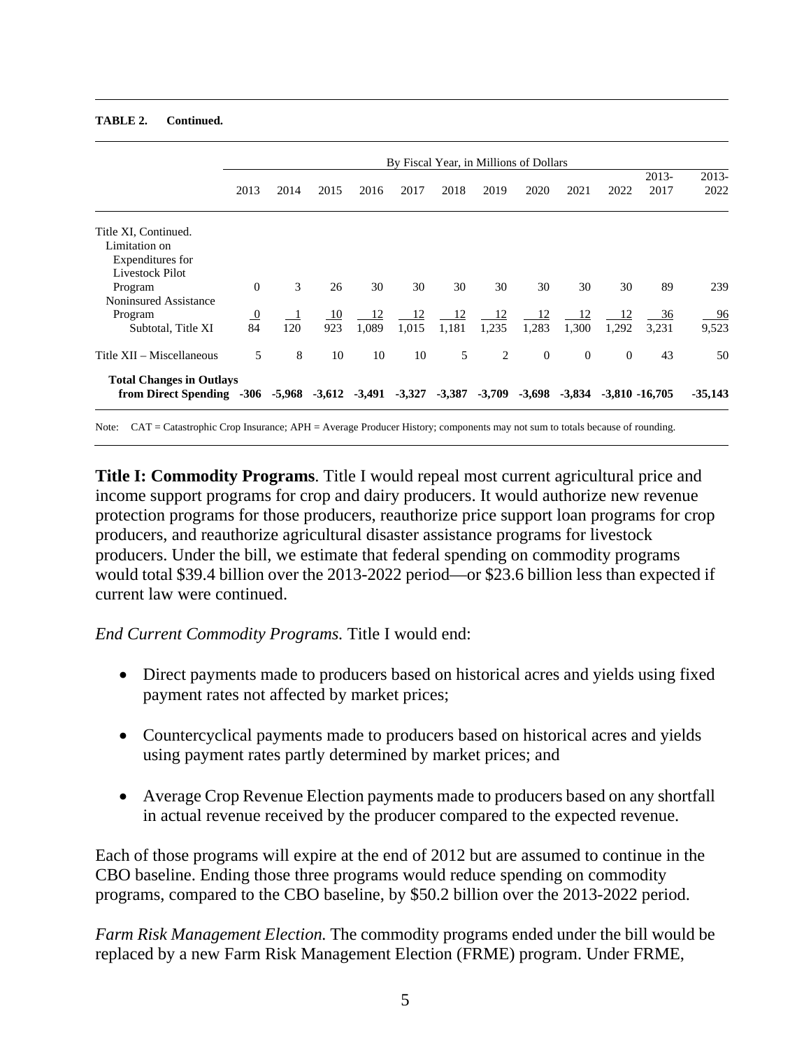**TABLE 2. Continued.**

| | By Fiscal Year, in Millions of Dollars | | | | | | | | | | | |
|---|---|---|---|---|---|---|---|---|---|---|---|---|
| | 2013 | 2014 | 2015 | 2016 | 2017 | 2018 | 2019 | 2020 | 2021 | 2022 | 2013-2017 | 2013-2022 |
| Title XI, Continued. | | | | | | | | | | | | |
| Limitation on Expenditures for Livestock Pilot Program | 0 | 3 | 26 | 30 | 30 | 30 | 30 | 30 | 30 | 30 | 89 | 239 |
| Noninsured Assistance Program | 0 | 1 | 10 | 12 | 12 | 12 | 12 | 12 | 12 | 12 | 36 | 96 |
| Subtotal, Title XI | 84 | 120 | 923 | 1,089 | 1,015 | 1,181 | 1,235 | 1,283 | 1,300 | 1,292 | 3,231 | 9,523 |
| Title XII – Miscellaneous | 5 | 8 | 10 | 10 | 10 | 5 | 2 | 0 | 0 | 0 | 43 | 50 |
| **Total Changes in Outlays from Direct Spending** | **-306** | **-5,968** | **-3,612** | **-3,491** | **-3,327** | **-3,387** | **-3,709** | **-3,698** | **-3,834** | **-3,810** | **-16,705** | **-35,143** |

Note: CAT = Catastrophic Crop Insurance; APH = Average Producer History; components may not sum to totals because of rounding.

**Title I: Commodity Programs**. Title I would repeal most current agricultural price and income support programs for crop and dairy producers. It would authorize new revenue protection programs for those producers, reauthorize price support loan programs for crop producers, and reauthorize agricultural disaster assistance programs for livestock producers. Under the bill, we estimate that federal spending on commodity programs would total $39.4 billion over the 2013-2022 period—or $23.6 billion less than expected if current law were continued.

*End Current Commodity Programs.* Title I would end:

- Direct payments made to producers based on historical acres and yields using fixed payment rates not affected by market prices;
- Countercyclical payments made to producers based on historical acres and yields using payment rates partly determined by market prices; and
- Average Crop Revenue Election payments made to producers based on any shortfall in actual revenue received by the producer compared to the expected revenue.

Each of those programs will expire at the end of 2012 but are assumed to continue in the CBO baseline. Ending those three programs would reduce spending on commodity programs, compared to the CBO baseline, by $50.2 billion over the 2013-2022 period.

*Farm Risk Management Election.* The commodity programs ended under the bill would be replaced by a new Farm Risk Management Election (FRME) program. Under FRME,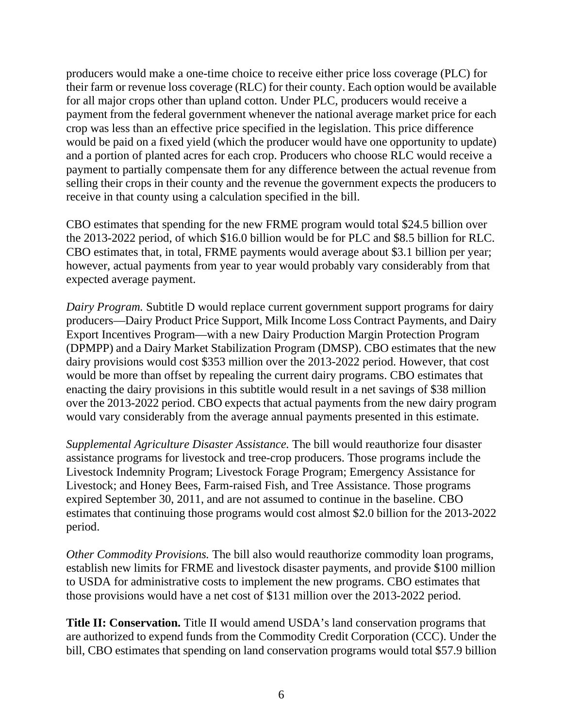producers would make a one-time choice to receive either price loss coverage (PLC) for their farm or revenue loss coverage (RLC) for their county. Each option would be available for all major crops other than upland cotton. Under PLC, producers would receive a payment from the federal government whenever the national average market price for each crop was less than an effective price specified in the legislation. This price difference would be paid on a fixed yield (which the producer would have one opportunity to update) and a portion of planted acres for each crop. Producers who choose RLC would receive a payment to partially compensate them for any difference between the actual revenue from selling their crops in their county and the revenue the government expects the producers to receive in that county using a calculation specified in the bill.

CBO estimates that spending for the new FRME program would total $24.5 billion over the 2013-2022 period, of which $16.0 billion would be for PLC and $8.5 billion for RLC. CBO estimates that, in total, FRME payments would average about $3.1 billion per year; however, actual payments from year to year would probably vary considerably from that expected average payment.

*Dairy Program.* Subtitle D would replace current government support programs for dairy producers—Dairy Product Price Support, Milk Income Loss Contract Payments, and Dairy Export Incentives Program—with a new Dairy Production Margin Protection Program (DPMPP) and a Dairy Market Stabilization Program (DMSP). CBO estimates that the new dairy provisions would cost $353 million over the 2013-2022 period. However, that cost would be more than offset by repealing the current dairy programs. CBO estimates that enacting the dairy provisions in this subtitle would result in a net savings of $38 million over the 2013-2022 period. CBO expects that actual payments from the new dairy program would vary considerably from the average annual payments presented in this estimate.

*Supplemental Agriculture Disaster Assistance.* The bill would reauthorize four disaster assistance programs for livestock and tree-crop producers. Those programs include the Livestock Indemnity Program; Livestock Forage Program; Emergency Assistance for Livestock; and Honey Bees, Farm-raised Fish, and Tree Assistance. Those programs expired September 30, 2011, and are not assumed to continue in the baseline. CBO estimates that continuing those programs would cost almost $2.0 billion for the 2013-2022 period.

*Other Commodity Provisions.* The bill also would reauthorize commodity loan programs, establish new limits for FRME and livestock disaster payments, and provide $100 million to USDA for administrative costs to implement the new programs. CBO estimates that those provisions would have a net cost of $131 million over the 2013-2022 period.

**Title II: Conservation.** Title II would amend USDA's land conservation programs that are authorized to expend funds from the Commodity Credit Corporation (CCC). Under the bill, CBO estimates that spending on land conservation programs would total $57.9 billion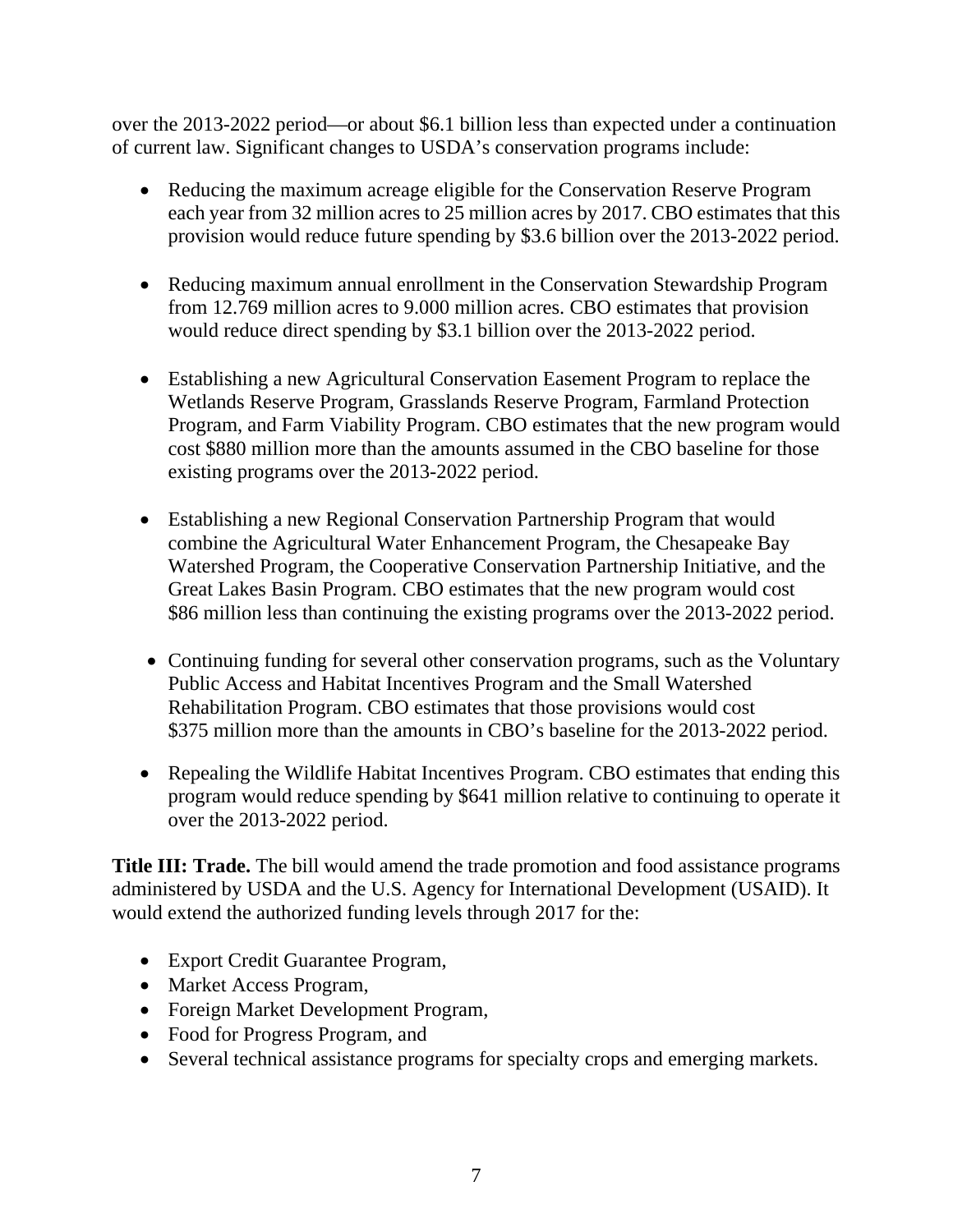over the 2013-2022 period—or about $6.1 billion less than expected under a continuation of current law. Significant changes to USDA's conservation programs include:

- Reducing the maximum acreage eligible for the Conservation Reserve Program each year from 32 million acres to 25 million acres by 2017. CBO estimates that this provision would reduce future spending by $3.6 billion over the 2013-2022 period.

- Reducing maximum annual enrollment in the Conservation Stewardship Program from 12.769 million acres to 9.000 million acres. CBO estimates that provision would reduce direct spending by $3.1 billion over the 2013-2022 period.

- Establishing a new Agricultural Conservation Easement Program to replace the Wetlands Reserve Program, Grasslands Reserve Program, Farmland Protection Program, and Farm Viability Program. CBO estimates that the new program would cost $880 million more than the amounts assumed in the CBO baseline for those existing programs over the 2013-2022 period.

- Establishing a new Regional Conservation Partnership Program that would combine the Agricultural Water Enhancement Program, the Chesapeake Bay Watershed Program, the Cooperative Conservation Partnership Initiative, and the Great Lakes Basin Program. CBO estimates that the new program would cost $86 million less than continuing the existing programs over the 2013-2022 period.

- Continuing funding for several other conservation programs, such as the Voluntary Public Access and Habitat Incentives Program and the Small Watershed Rehabilitation Program. CBO estimates that those provisions would cost $375 million more than the amounts in CBO's baseline for the 2013-2022 period.

- Repealing the Wildlife Habitat Incentives Program. CBO estimates that ending this program would reduce spending by $641 million relative to continuing to operate it over the 2013-2022 period.

**Title III: Trade.** The bill would amend the trade promotion and food assistance programs administered by USDA and the U.S. Agency for International Development (USAID). It would extend the authorized funding levels through 2017 for the:

- Export Credit Guarantee Program,
- Market Access Program,
- Foreign Market Development Program,
- Food for Progress Program, and
- Several technical assistance programs for specialty crops and emerging markets.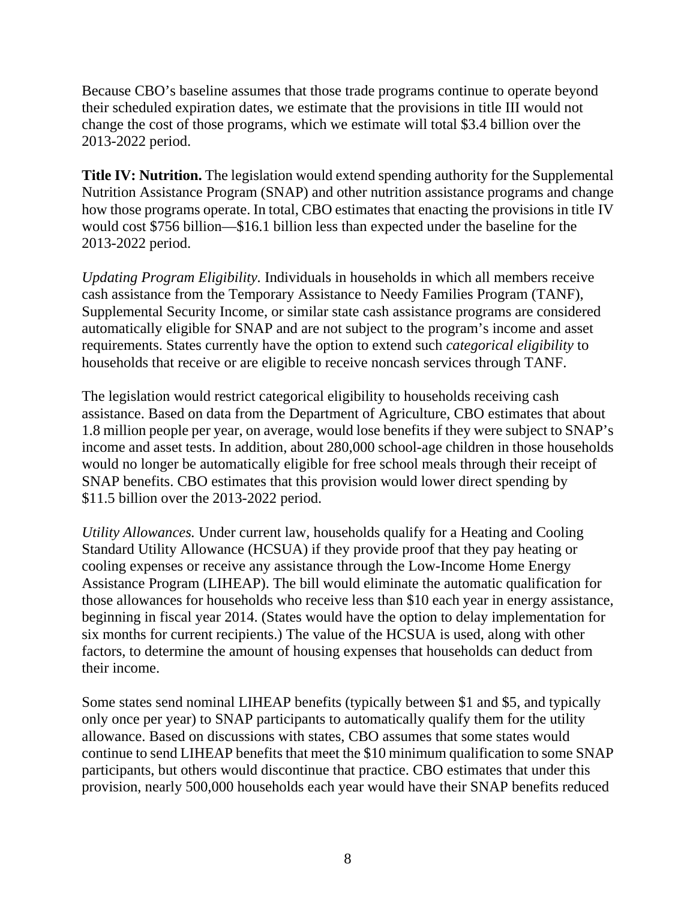Because CBO's baseline assumes that those trade programs continue to operate beyond their scheduled expiration dates, we estimate that the provisions in title III would not change the cost of those programs, which we estimate will total $3.4 billion over the 2013-2022 period.

**Title IV: Nutrition.** The legislation would extend spending authority for the Supplemental Nutrition Assistance Program (SNAP) and other nutrition assistance programs and change how those programs operate. In total, CBO estimates that enacting the provisions in title IV would cost $756 billion—$16.1 billion less than expected under the baseline for the 2013-2022 period.

*Updating Program Eligibility.* Individuals in households in which all members receive cash assistance from the Temporary Assistance to Needy Families Program (TANF), Supplemental Security Income, or similar state cash assistance programs are considered automatically eligible for SNAP and are not subject to the program's income and asset requirements. States currently have the option to extend such *categorical eligibility* to households that receive or are eligible to receive noncash services through TANF.

The legislation would restrict categorical eligibility to households receiving cash assistance. Based on data from the Department of Agriculture, CBO estimates that about 1.8 million people per year, on average, would lose benefits if they were subject to SNAP's income and asset tests. In addition, about 280,000 school-age children in those households would no longer be automatically eligible for free school meals through their receipt of SNAP benefits. CBO estimates that this provision would lower direct spending by $11.5 billion over the 2013-2022 period.

*Utility Allowances.* Under current law, households qualify for a Heating and Cooling Standard Utility Allowance (HCSUA) if they provide proof that they pay heating or cooling expenses or receive any assistance through the Low-Income Home Energy Assistance Program (LIHEAP). The bill would eliminate the automatic qualification for those allowances for households who receive less than $10 each year in energy assistance, beginning in fiscal year 2014. (States would have the option to delay implementation for six months for current recipients.) The value of the HCSUA is used, along with other factors, to determine the amount of housing expenses that households can deduct from their income.

Some states send nominal LIHEAP benefits (typically between $1 and $5, and typically only once per year) to SNAP participants to automatically qualify them for the utility allowance. Based on discussions with states, CBO assumes that some states would continue to send LIHEAP benefits that meet the $10 minimum qualification to some SNAP participants, but others would discontinue that practice. CBO estimates that under this provision, nearly 500,000 households each year would have their SNAP benefits reduced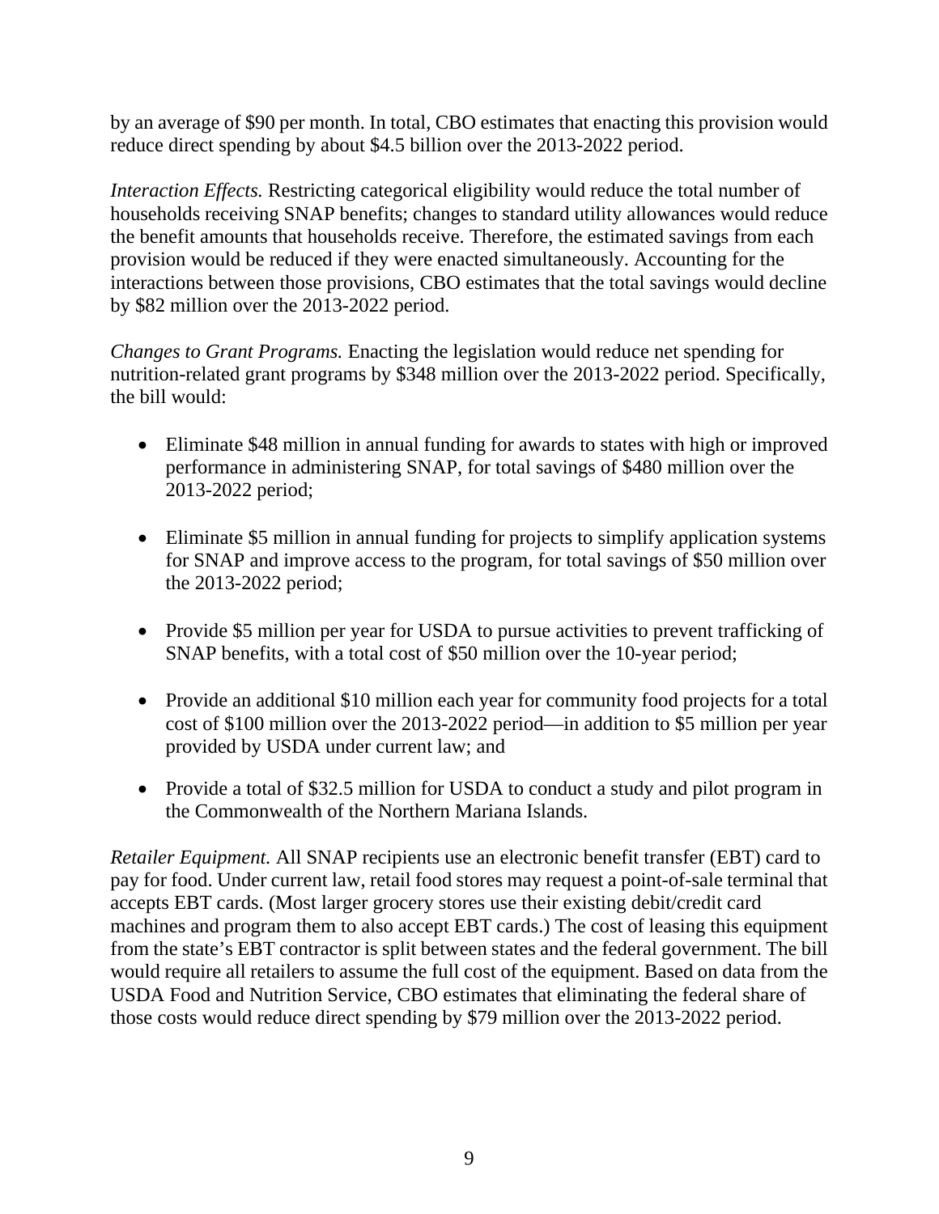by an average of $90 per month. In total, CBO estimates that enacting this provision would reduce direct spending by about $4.5 billion over the 2013-2022 period.

*Interaction Effects.* Restricting categorical eligibility would reduce the total number of households receiving SNAP benefits; changes to standard utility allowances would reduce the benefit amounts that households receive. Therefore, the estimated savings from each provision would be reduced if they were enacted simultaneously. Accounting for the interactions between those provisions, CBO estimates that the total savings would decline by $82 million over the 2013-2022 period.

*Changes to Grant Programs.* Enacting the legislation would reduce net spending for nutrition-related grant programs by $348 million over the 2013-2022 period. Specifically, the bill would:

- Eliminate $48 million in annual funding for awards to states with high or improved performance in administering SNAP, for total savings of $480 million over the 2013-2022 period;

- Eliminate $5 million in annual funding for projects to simplify application systems for SNAP and improve access to the program, for total savings of $50 million over the 2013-2022 period;

- Provide $5 million per year for USDA to pursue activities to prevent trafficking of SNAP benefits, with a total cost of $50 million over the 10-year period;

- Provide an additional $10 million each year for community food projects for a total cost of $100 million over the 2013-2022 period—in addition to $5 million per year provided by USDA under current law; and

- Provide a total of $32.5 million for USDA to conduct a study and pilot program in the Commonwealth of the Northern Mariana Islands.

*Retailer Equipment.* All SNAP recipients use an electronic benefit transfer (EBT) card to pay for food. Under current law, retail food stores may request a point-of-sale terminal that accepts EBT cards. (Most larger grocery stores use their existing debit/credit card machines and program them to also accept EBT cards.) The cost of leasing this equipment from the state's EBT contractor is split between states and the federal government. The bill would require all retailers to assume the full cost of the equipment. Based on data from the USDA Food and Nutrition Service, CBO estimates that eliminating the federal share of those costs would reduce direct spending by $79 million over the 2013-2022 period.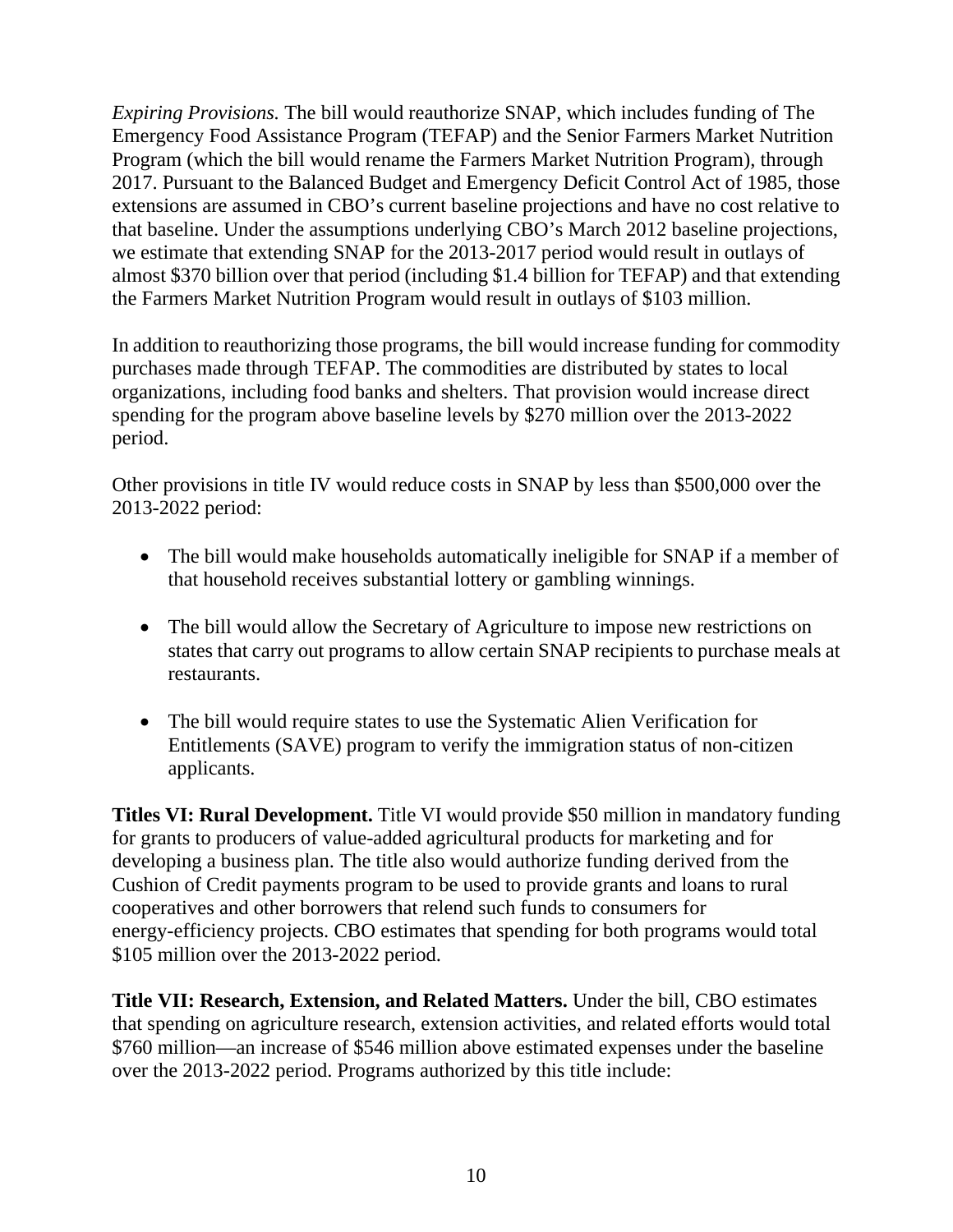*Expiring Provisions.* The bill would reauthorize SNAP, which includes funding of The Emergency Food Assistance Program (TEFAP) and the Senior Farmers Market Nutrition Program (which the bill would rename the Farmers Market Nutrition Program), through 2017. Pursuant to the Balanced Budget and Emergency Deficit Control Act of 1985, those extensions are assumed in CBO's current baseline projections and have no cost relative to that baseline. Under the assumptions underlying CBO's March 2012 baseline projections, we estimate that extending SNAP for the 2013-2017 period would result in outlays of almost $370 billion over that period (including $1.4 billion for TEFAP) and that extending the Farmers Market Nutrition Program would result in outlays of $103 million.

In addition to reauthorizing those programs, the bill would increase funding for commodity purchases made through TEFAP. The commodities are distributed by states to local organizations, including food banks and shelters. That provision would increase direct spending for the program above baseline levels by $270 million over the 2013-2022 period.

Other provisions in title IV would reduce costs in SNAP by less than $500,000 over the 2013-2022 period:

- The bill would make households automatically ineligible for SNAP if a member of that household receives substantial lottery or gambling winnings.
- The bill would allow the Secretary of Agriculture to impose new restrictions on states that carry out programs to allow certain SNAP recipients to purchase meals at restaurants.
- The bill would require states to use the Systematic Alien Verification for Entitlements (SAVE) program to verify the immigration status of non-citizen applicants.

**Titles VI: Rural Development.** Title VI would provide $50 million in mandatory funding for grants to producers of value-added agricultural products for marketing and for developing a business plan. The title also would authorize funding derived from the Cushion of Credit payments program to be used to provide grants and loans to rural cooperatives and other borrowers that relend such funds to consumers for energy-efficiency projects. CBO estimates that spending for both programs would total $105 million over the 2013-2022 period.

**Title VII: Research, Extension, and Related Matters.** Under the bill, CBO estimates that spending on agriculture research, extension activities, and related efforts would total $760 million—an increase of $546 million above estimated expenses under the baseline over the 2013-2022 period. Programs authorized by this title include: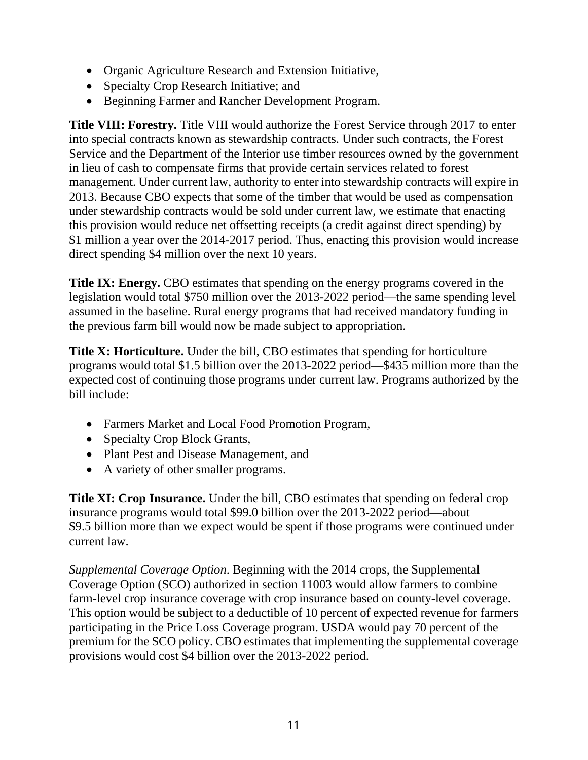- Organic Agriculture Research and Extension Initiative,
- Specialty Crop Research Initiative; and
- Beginning Farmer and Rancher Development Program.

**Title VIII: Forestry.** Title VIII would authorize the Forest Service through 2017 to enter into special contracts known as stewardship contracts. Under such contracts, the Forest Service and the Department of the Interior use timber resources owned by the government in lieu of cash to compensate firms that provide certain services related to forest management. Under current law, authority to enter into stewardship contracts will expire in 2013. Because CBO expects that some of the timber that would be used as compensation under stewardship contracts would be sold under current law, we estimate that enacting this provision would reduce net offsetting receipts (a credit against direct spending) by $1 million a year over the 2014-2017 period. Thus, enacting this provision would increase direct spending $4 million over the next 10 years.

**Title IX: Energy.** CBO estimates that spending on the energy programs covered in the legislation would total $750 million over the 2013-2022 period—the same spending level assumed in the baseline. Rural energy programs that had received mandatory funding in the previous farm bill would now be made subject to appropriation.

**Title X: Horticulture.** Under the bill, CBO estimates that spending for horticulture programs would total $1.5 billion over the 2013-2022 period—$435 million more than the expected cost of continuing those programs under current law. Programs authorized by the bill include:

- Farmers Market and Local Food Promotion Program,
- Specialty Crop Block Grants,
- Plant Pest and Disease Management, and
- A variety of other smaller programs.

**Title XI: Crop Insurance.** Under the bill, CBO estimates that spending on federal crop insurance programs would total $99.0 billion over the 2013-2022 period—about $9.5 billion more than we expect would be spent if those programs were continued under current law.

*Supplemental Coverage Option.* Beginning with the 2014 crops, the Supplemental Coverage Option (SCO) authorized in section 11003 would allow farmers to combine farm-level crop insurance coverage with crop insurance based on county-level coverage. This option would be subject to a deductible of 10 percent of expected revenue for farmers participating in the Price Loss Coverage program. USDA would pay 70 percent of the premium for the SCO policy. CBO estimates that implementing the supplemental coverage provisions would cost $4 billion over the 2013-2022 period.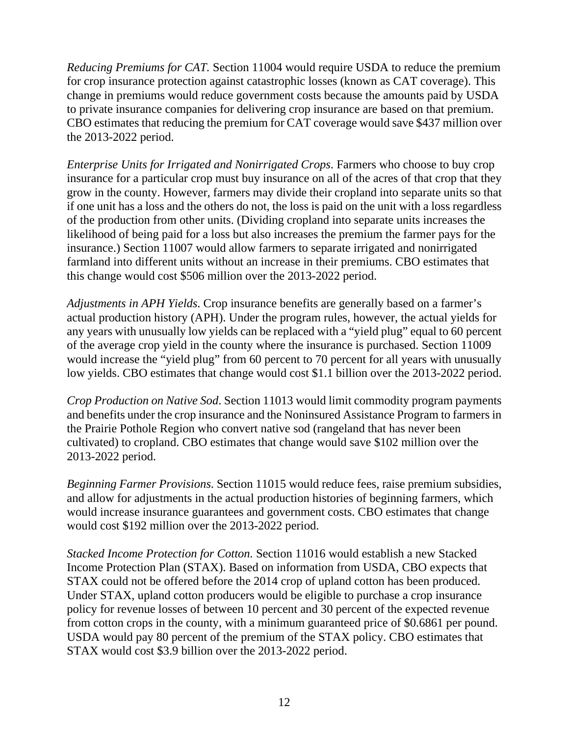*Reducing Premiums for CAT.* Section 11004 would require USDA to reduce the premium for crop insurance protection against catastrophic losses (known as CAT coverage). This change in premiums would reduce government costs because the amounts paid by USDA to private insurance companies for delivering crop insurance are based on that premium. CBO estimates that reducing the premium for CAT coverage would save $437 million over the 2013-2022 period.

*Enterprise Units for Irrigated and Nonirrigated Crops*. Farmers who choose to buy crop insurance for a particular crop must buy insurance on all of the acres of that crop that they grow in the county. However, farmers may divide their cropland into separate units so that if one unit has a loss and the others do not, the loss is paid on the unit with a loss regardless of the production from other units. (Dividing cropland into separate units increases the likelihood of being paid for a loss but also increases the premium the farmer pays for the insurance.) Section 11007 would allow farmers to separate irrigated and nonirrigated farmland into different units without an increase in their premiums. CBO estimates that this change would cost $506 million over the 2013-2022 period.

*Adjustments in APH Yields*. Crop insurance benefits are generally based on a farmer's actual production history (APH). Under the program rules, however, the actual yields for any years with unusually low yields can be replaced with a "yield plug" equal to 60 percent of the average crop yield in the county where the insurance is purchased. Section 11009 would increase the "yield plug" from 60 percent to 70 percent for all years with unusually low yields. CBO estimates that change would cost $1.1 billion over the 2013-2022 period.

*Crop Production on Native Sod*. Section 11013 would limit commodity program payments and benefits under the crop insurance and the Noninsured Assistance Program to farmers in the Prairie Pothole Region who convert native sod (rangeland that has never been cultivated) to cropland. CBO estimates that change would save $102 million over the 2013-2022 period.

*Beginning Farmer Provisions*. Section 11015 would reduce fees, raise premium subsidies, and allow for adjustments in the actual production histories of beginning farmers, which would increase insurance guarantees and government costs. CBO estimates that change would cost $192 million over the 2013-2022 period.

*Stacked Income Protection for Cotton.* Section 11016 would establish a new Stacked Income Protection Plan (STAX). Based on information from USDA, CBO expects that STAX could not be offered before the 2014 crop of upland cotton has been produced. Under STAX, upland cotton producers would be eligible to purchase a crop insurance policy for revenue losses of between 10 percent and 30 percent of the expected revenue from cotton crops in the county, with a minimum guaranteed price of $0.6861 per pound. USDA would pay 80 percent of the premium of the STAX policy. CBO estimates that STAX would cost $3.9 billion over the 2013-2022 period.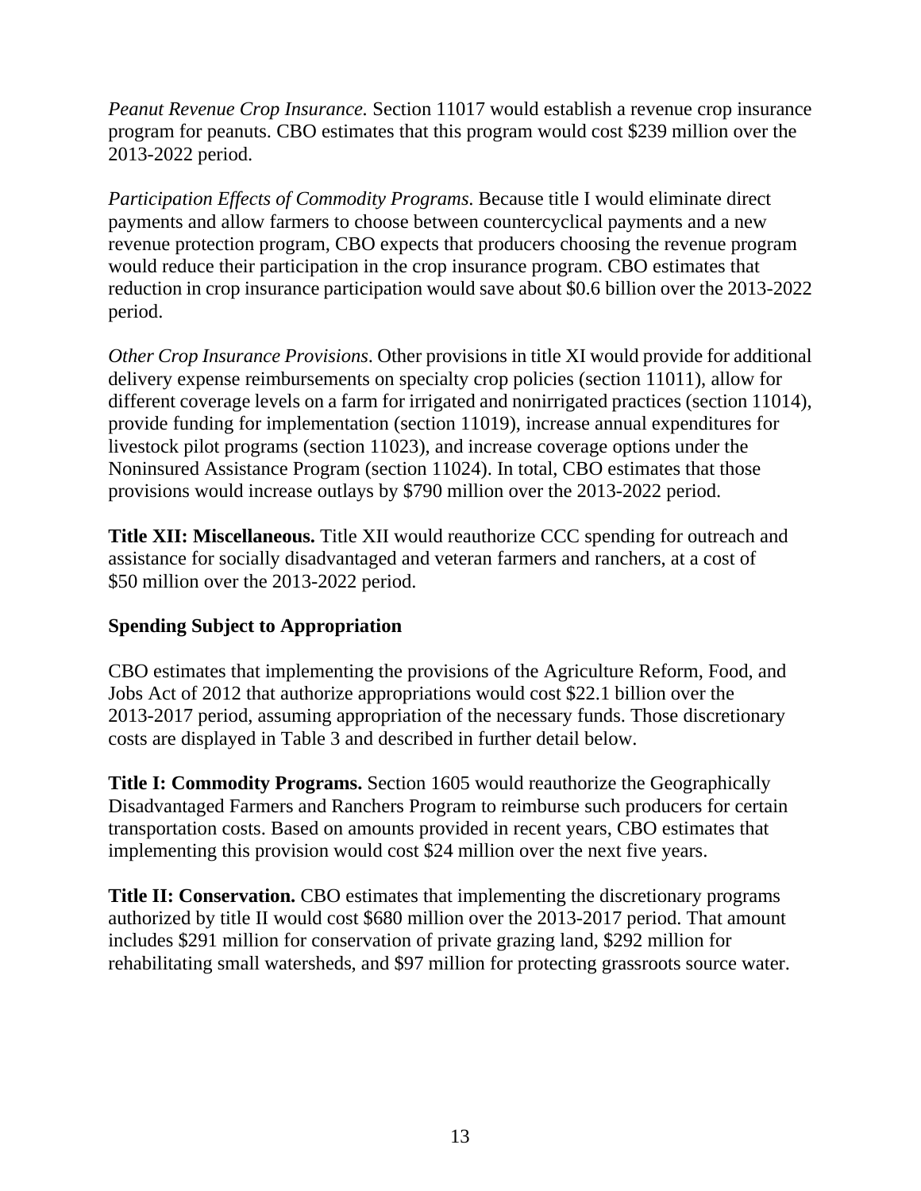*Peanut Revenue Crop Insurance.* Section 11017 would establish a revenue crop insurance program for peanuts. CBO estimates that this program would cost $239 million over the 2013-2022 period.

*Participation Effects of Commodity Programs*. Because title I would eliminate direct payments and allow farmers to choose between countercyclical payments and a new revenue protection program, CBO expects that producers choosing the revenue program would reduce their participation in the crop insurance program. CBO estimates that reduction in crop insurance participation would save about $0.6 billion over the 2013-2022 period.

*Other Crop Insurance Provisions*. Other provisions in title XI would provide for additional delivery expense reimbursements on specialty crop policies (section 11011), allow for different coverage levels on a farm for irrigated and nonirrigated practices (section 11014), provide funding for implementation (section 11019), increase annual expenditures for livestock pilot programs (section 11023), and increase coverage options under the Noninsured Assistance Program (section 11024). In total, CBO estimates that those provisions would increase outlays by $790 million over the 2013-2022 period.

**Title XII: Miscellaneous.** Title XII would reauthorize CCC spending for outreach and assistance for socially disadvantaged and veteran farmers and ranchers, at a cost of $50 million over the 2013-2022 period.

**Spending Subject to Appropriation**

CBO estimates that implementing the provisions of the Agriculture Reform, Food, and Jobs Act of 2012 that authorize appropriations would cost $22.1 billion over the 2013-2017 period, assuming appropriation of the necessary funds. Those discretionary costs are displayed in Table 3 and described in further detail below.

**Title I: Commodity Programs.** Section 1605 would reauthorize the Geographically Disadvantaged Farmers and Ranchers Program to reimburse such producers for certain transportation costs. Based on amounts provided in recent years, CBO estimates that implementing this provision would cost $24 million over the next five years.

**Title II: Conservation.** CBO estimates that implementing the discretionary programs authorized by title II would cost $680 million over the 2013-2017 period. That amount includes $291 million for conservation of private grazing land, $292 million for rehabilitating small watersheds, and $97 million for protecting grassroots source water.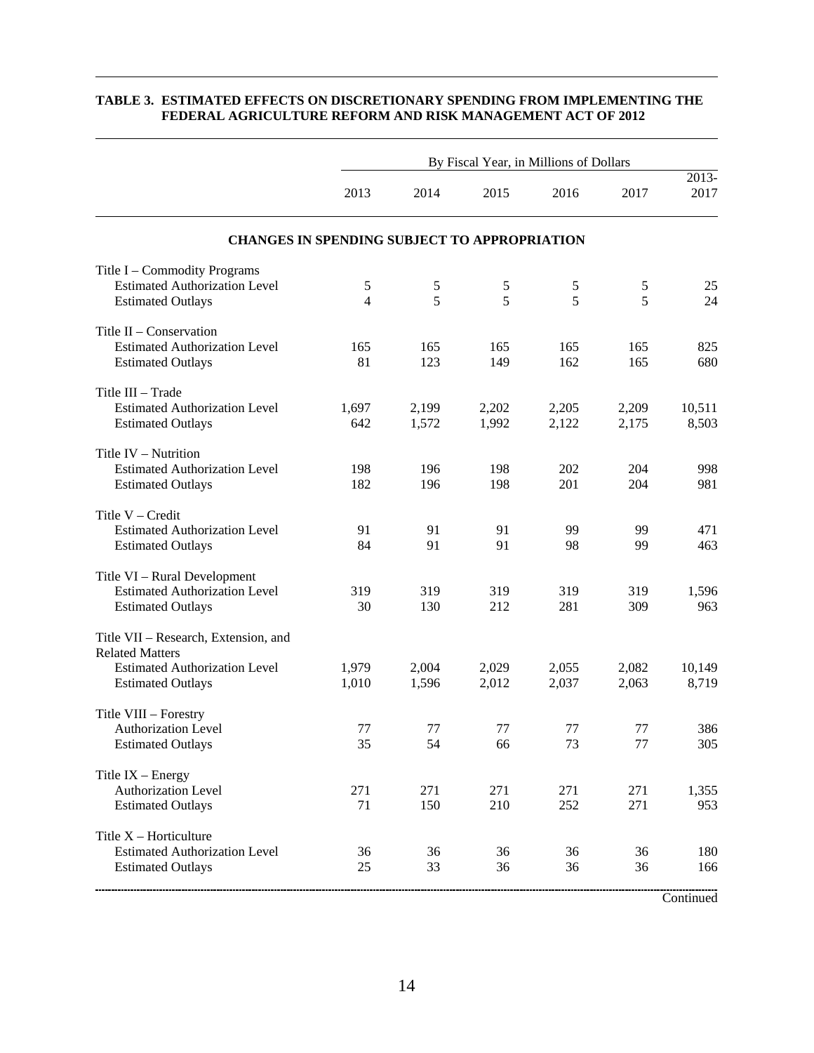**TABLE 3. ESTIMATED EFFECTS ON DISCRETIONARY SPENDING FROM IMPLEMENTING THE FEDERAL AGRICULTURE REFORM AND RISK MANAGEMENT ACT OF 2012**

| | By Fiscal Year, in Millions of Dollars | | | | | |
|---|---|---|---|---|---|---|
| | 2013 | 2014 | 2015 | 2016 | 2017 | 2013-2017 |
| **CHANGES IN SPENDING SUBJECT TO APPROPRIATION** | | | | | | |
| Title I – Commodity Programs | | | | | | |
| Estimated Authorization Level | 5 | 5 | 5 | 5 | 5 | 25 |
| Estimated Outlays | 4 | 5 | 5 | 5 | 5 | 24 |
| Title II – Conservation | | | | | | |
| Estimated Authorization Level | 165 | 165 | 165 | 165 | 165 | 825 |
| Estimated Outlays | 81 | 123 | 149 | 162 | 165 | 680 |
| Title III – Trade | | | | | | |
| Estimated Authorization Level | 1,697 | 2,199 | 2,202 | 2,205 | 2,209 | 10,511 |
| Estimated Outlays | 642 | 1,572 | 1,992 | 2,122 | 2,175 | 8,503 |
| Title IV – Nutrition | | | | | | |
| Estimated Authorization Level | 198 | 196 | 198 | 202 | 204 | 998 |
| Estimated Outlays | 182 | 196 | 198 | 201 | 204 | 981 |
| Title V – Credit | | | | | | |
| Estimated Authorization Level | 91 | 91 | 91 | 99 | 99 | 471 |
| Estimated Outlays | 84 | 91 | 91 | 98 | 99 | 463 |
| Title VI – Rural Development | | | | | | |
| Estimated Authorization Level | 319 | 319 | 319 | 319 | 319 | 1,596 |
| Estimated Outlays | 30 | 130 | 212 | 281 | 309 | 963 |
| Title VII – Research, Extension, and Related Matters | | | | | | |
| Estimated Authorization Level | 1,979 | 2,004 | 2,029 | 2,055 | 2,082 | 10,149 |
| Estimated Outlays | 1,010 | 1,596 | 2,012 | 2,037 | 2,063 | 8,719 |
| Title VIII – Forestry | | | | | | |
| Authorization Level | 77 | 77 | 77 | 77 | 77 | 386 |
| Estimated Outlays | 35 | 54 | 66 | 73 | 77 | 305 |
| Title IX – Energy | | | | | | |
| Authorization Level | 271 | 271 | 271 | 271 | 271 | 1,355 |
| Estimated Outlays | 71 | 150 | 210 | 252 | 271 | 953 |
| Title X – Horticulture | | | | | | |
| Estimated Authorization Level | 36 | 36 | 36 | 36 | 36 | 180 |
| Estimated Outlays | 25 | 33 | 36 | 36 | 36 | 166 |

Continued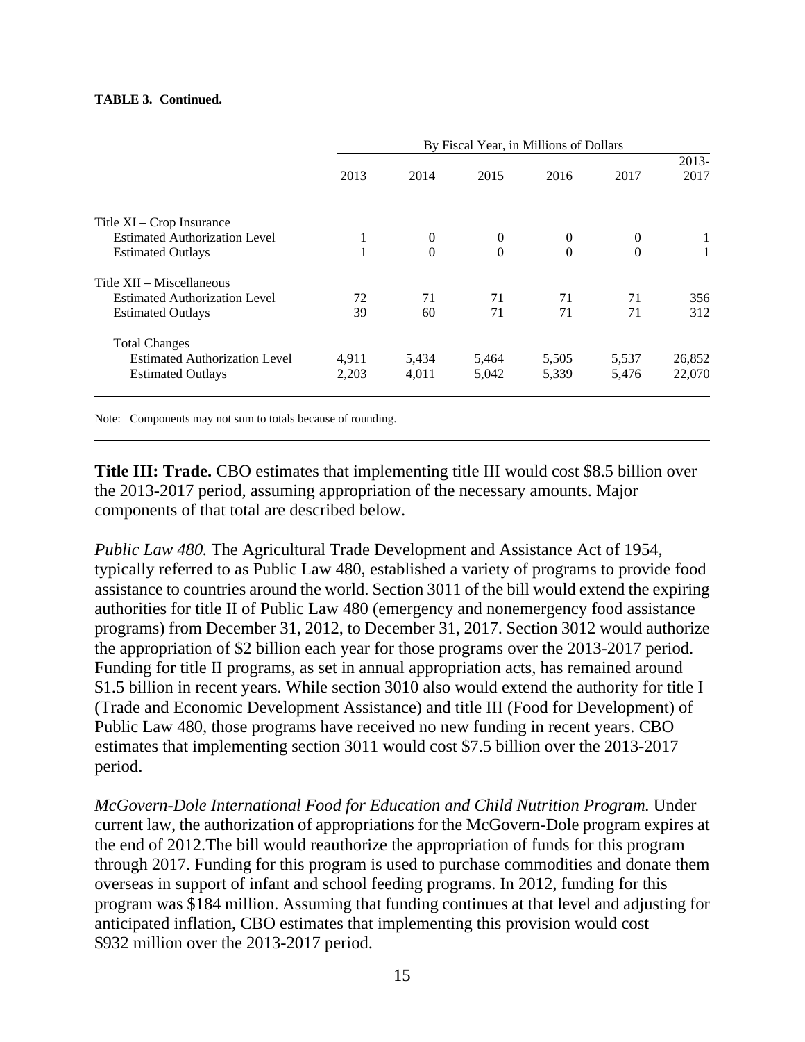**TABLE 3. Continued.**

| | By Fiscal Year, in Millions of Dollars | | | | | |
|---|---|---|---|---|---|---|
| | 2013 | 2014 | 2015 | 2016 | 2017 | 2013-2017 |
| Title XI – Crop Insurance | | | | | | |
| Estimated Authorization Level | 1 | 0 | 0 | 0 | 0 | 1 |
| Estimated Outlays | 1 | 0 | 0 | 0 | 0 | 1 |
| Title XII – Miscellaneous | | | | | | |
| Estimated Authorization Level | 72 | 71 | 71 | 71 | 71 | 356 |
| Estimated Outlays | 39 | 60 | 71 | 71 | 71 | 312 |
| Total Changes | | | | | | |
| Estimated Authorization Level | 4,911 | 5,434 | 5,464 | 5,505 | 5,537 | 26,852 |
| Estimated Outlays | 2,203 | 4,011 | 5,042 | 5,339 | 5,476 | 22,070 |

Note: Components may not sum to totals because of rounding.

**Title III: Trade.** CBO estimates that implementing title III would cost \$8.5 billion over the 2013-2017 period, assuming appropriation of the necessary amounts. Major components of that total are described below.

*Public Law 480.* The Agricultural Trade Development and Assistance Act of 1954, typically referred to as Public Law 480, established a variety of programs to provide food assistance to countries around the world. Section 3011 of the bill would extend the expiring authorities for title II of Public Law 480 (emergency and nonemergency food assistance programs) from December 31, 2012, to December 31, 2017. Section 3012 would authorize the appropriation of \$2 billion each year for those programs over the 2013-2017 period. Funding for title II programs, as set in annual appropriation acts, has remained around \$1.5 billion in recent years. While section 3010 also would extend the authority for title I (Trade and Economic Development Assistance) and title III (Food for Development) of Public Law 480, those programs have received no new funding in recent years. CBO estimates that implementing section 3011 would cost \$7.5 billion over the 2013-2017 period.

*McGovern-Dole International Food for Education and Child Nutrition Program.* Under current law, the authorization of appropriations for the McGovern-Dole program expires at the end of 2012.The bill would reauthorize the appropriation of funds for this program through 2017. Funding for this program is used to purchase commodities and donate them overseas in support of infant and school feeding programs. In 2012, funding for this program was \$184 million. Assuming that funding continues at that level and adjusting for anticipated inflation, CBO estimates that implementing this provision would cost \$932 million over the 2013-2017 period.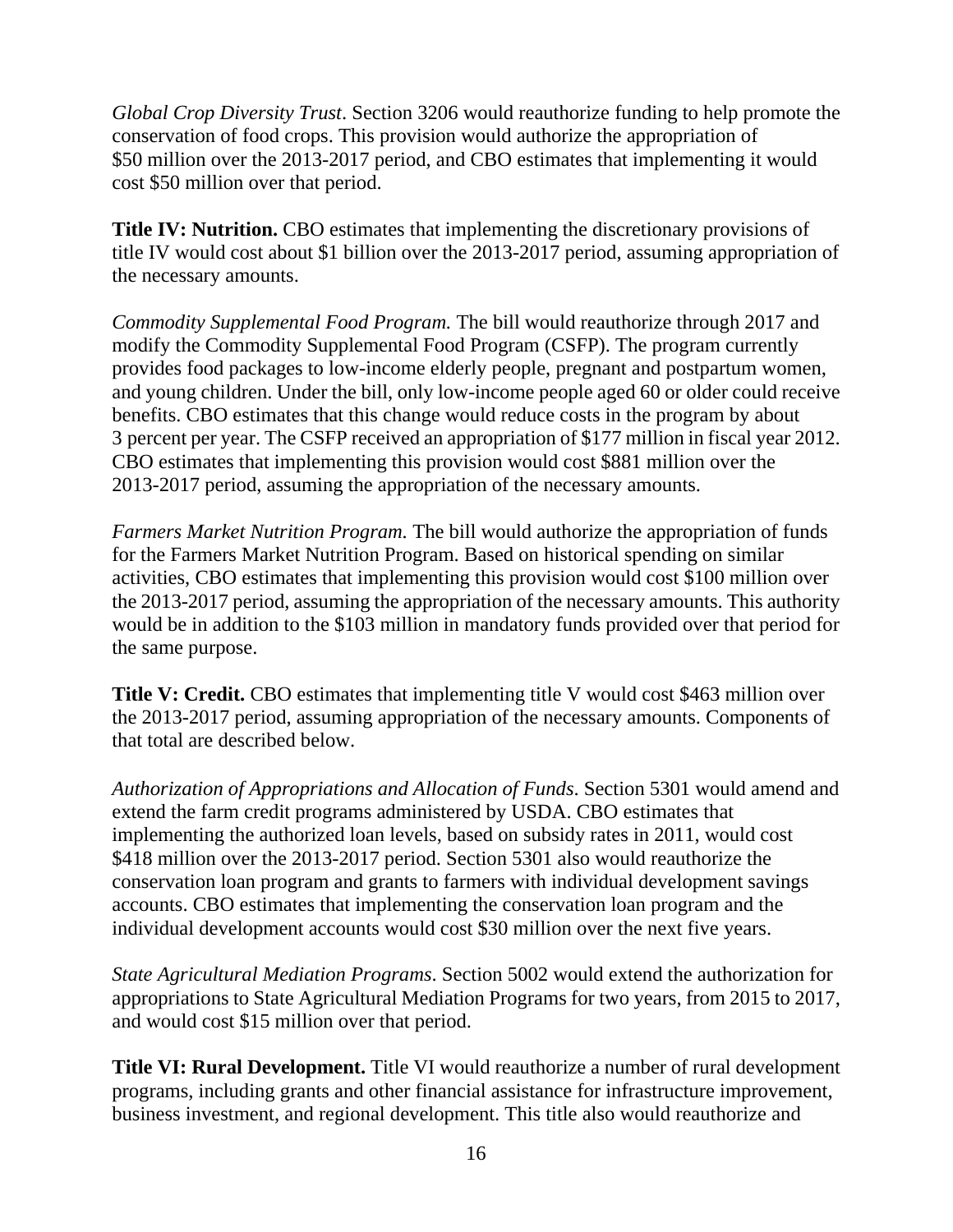*Global Crop Diversity Trust*. Section 3206 would reauthorize funding to help promote the conservation of food crops. This provision would authorize the appropriation of $50 million over the 2013-2017 period, and CBO estimates that implementing it would cost $50 million over that period.

**Title IV: Nutrition.** CBO estimates that implementing the discretionary provisions of title IV would cost about $1 billion over the 2013-2017 period, assuming appropriation of the necessary amounts.

*Commodity Supplemental Food Program.* The bill would reauthorize through 2017 and modify the Commodity Supplemental Food Program (CSFP). The program currently provides food packages to low-income elderly people, pregnant and postpartum women, and young children. Under the bill, only low-income people aged 60 or older could receive benefits. CBO estimates that this change would reduce costs in the program by about 3 percent per year. The CSFP received an appropriation of $177 million in fiscal year 2012. CBO estimates that implementing this provision would cost $881 million over the 2013-2017 period, assuming the appropriation of the necessary amounts.

*Farmers Market Nutrition Program.* The bill would authorize the appropriation of funds for the Farmers Market Nutrition Program. Based on historical spending on similar activities, CBO estimates that implementing this provision would cost $100 million over the 2013-2017 period, assuming the appropriation of the necessary amounts. This authority would be in addition to the $103 million in mandatory funds provided over that period for the same purpose.

**Title V: Credit.** CBO estimates that implementing title V would cost $463 million over the 2013-2017 period, assuming appropriation of the necessary amounts. Components of that total are described below.

*Authorization of Appropriations and Allocation of Funds*. Section 5301 would amend and extend the farm credit programs administered by USDA. CBO estimates that implementing the authorized loan levels, based on subsidy rates in 2011, would cost $418 million over the 2013-2017 period. Section 5301 also would reauthorize the conservation loan program and grants to farmers with individual development savings accounts. CBO estimates that implementing the conservation loan program and the individual development accounts would cost $30 million over the next five years.

*State Agricultural Mediation Programs*. Section 5002 would extend the authorization for appropriations to State Agricultural Mediation Programs for two years, from 2015 to 2017, and would cost $15 million over that period.

**Title VI: Rural Development.** Title VI would reauthorize a number of rural development programs, including grants and other financial assistance for infrastructure improvement, business investment, and regional development. This title also would reauthorize and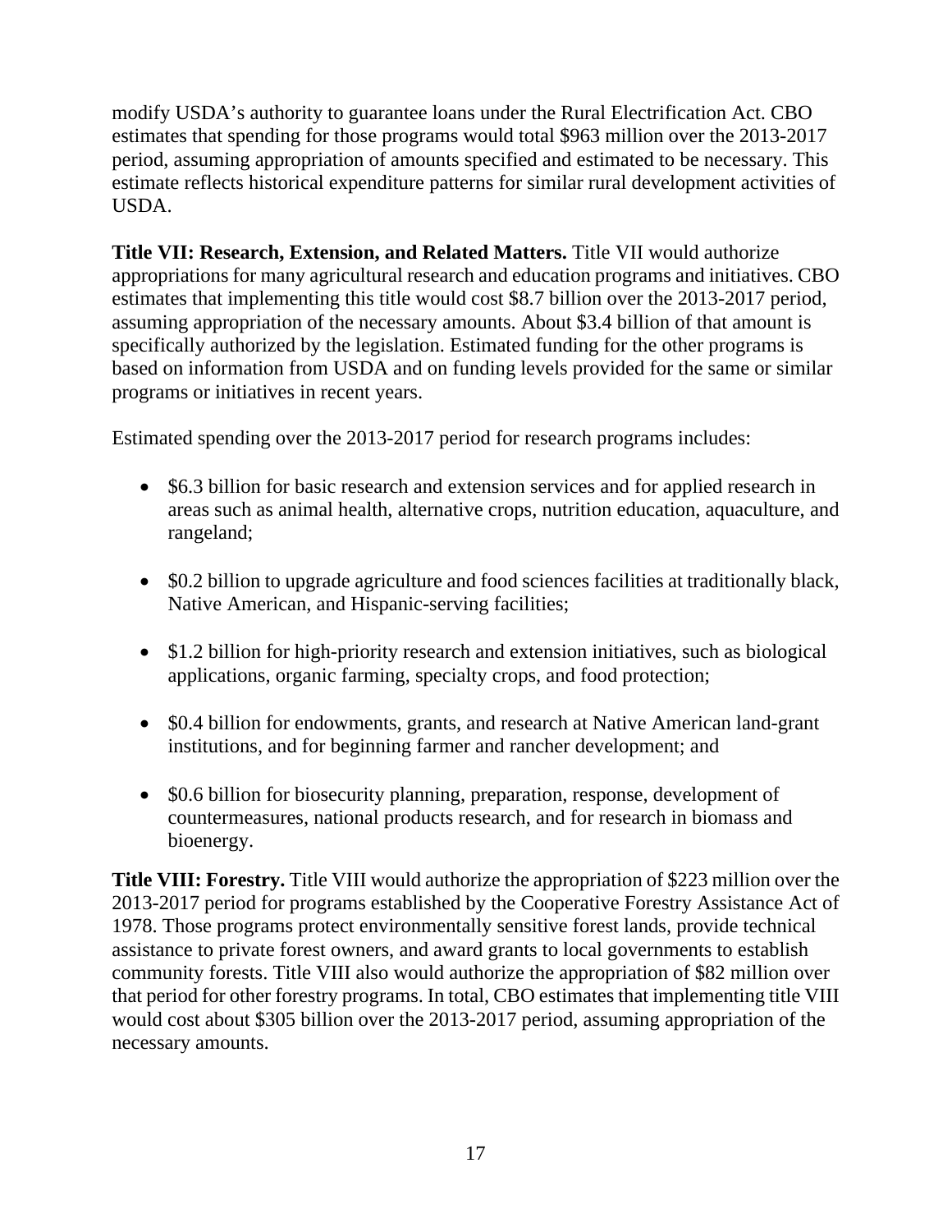modify USDA's authority to guarantee loans under the Rural Electrification Act. CBO estimates that spending for those programs would total $963 million over the 2013-2017 period, assuming appropriation of amounts specified and estimated to be necessary. This estimate reflects historical expenditure patterns for similar rural development activities of USDA.

**Title VII: Research, Extension, and Related Matters.** Title VII would authorize appropriations for many agricultural research and education programs and initiatives. CBO estimates that implementing this title would cost $8.7 billion over the 2013-2017 period, assuming appropriation of the necessary amounts. About $3.4 billion of that amount is specifically authorized by the legislation. Estimated funding for the other programs is based on information from USDA and on funding levels provided for the same or similar programs or initiatives in recent years.

Estimated spending over the 2013-2017 period for research programs includes:

- $6.3 billion for basic research and extension services and for applied research in areas such as animal health, alternative crops, nutrition education, aquaculture, and rangeland;
- $0.2 billion to upgrade agriculture and food sciences facilities at traditionally black, Native American, and Hispanic-serving facilities;
- $1.2 billion for high-priority research and extension initiatives, such as biological applications, organic farming, specialty crops, and food protection;
- $0.4 billion for endowments, grants, and research at Native American land-grant institutions, and for beginning farmer and rancher development; and
- $0.6 billion for biosecurity planning, preparation, response, development of countermeasures, national products research, and for research in biomass and bioenergy.

**Title VIII: Forestry.** Title VIII would authorize the appropriation of $223 million over the 2013-2017 period for programs established by the Cooperative Forestry Assistance Act of 1978. Those programs protect environmentally sensitive forest lands, provide technical assistance to private forest owners, and award grants to local governments to establish community forests. Title VIII also would authorize the appropriation of $82 million over that period for other forestry programs. In total, CBO estimates that implementing title VIII would cost about $305 billion over the 2013-2017 period, assuming appropriation of the necessary amounts.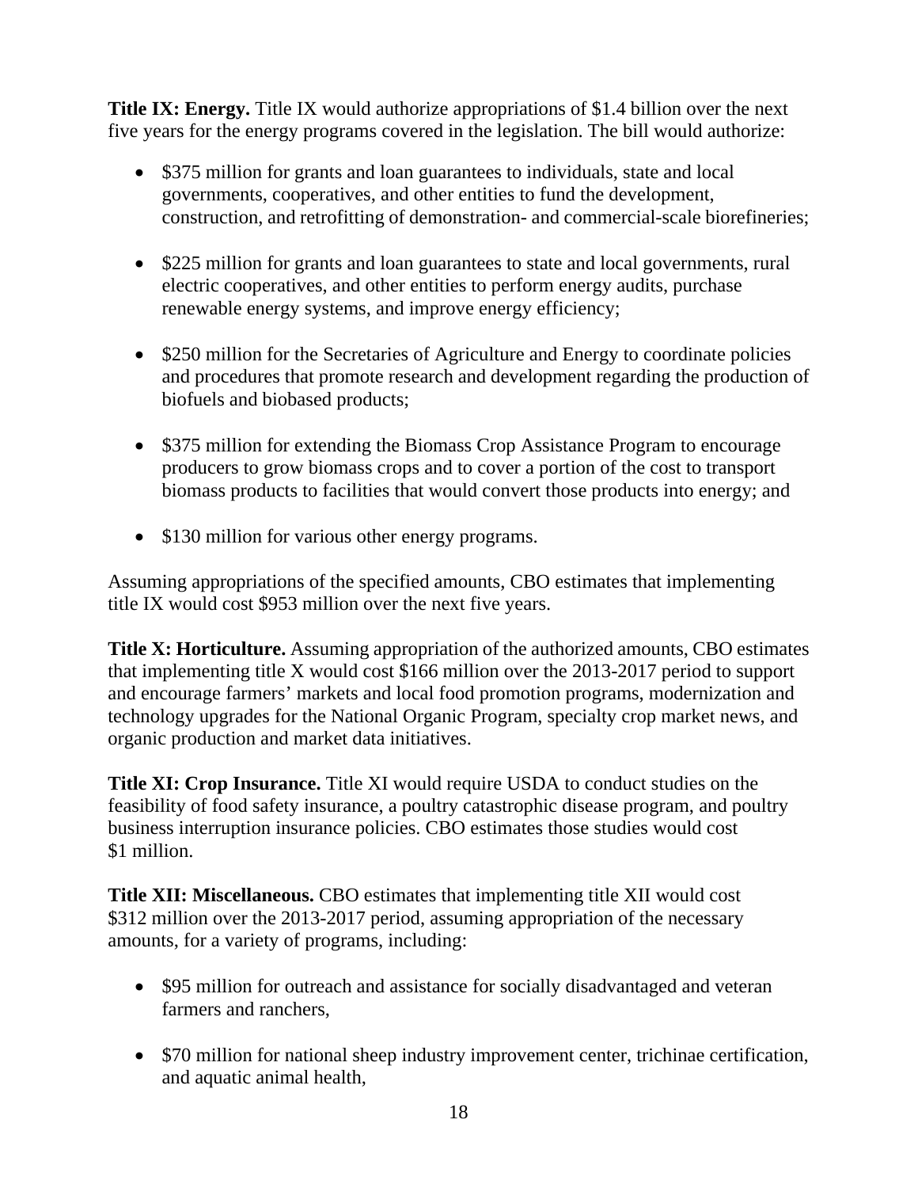**Title IX: Energy.** Title IX would authorize appropriations of $1.4 billion over the next five years for the energy programs covered in the legislation. The bill would authorize:

- $375 million for grants and loan guarantees to individuals, state and local governments, cooperatives, and other entities to fund the development, construction, and retrofitting of demonstration- and commercial-scale biorefineries;
- $225 million for grants and loan guarantees to state and local governments, rural electric cooperatives, and other entities to perform energy audits, purchase renewable energy systems, and improve energy efficiency;
- $250 million for the Secretaries of Agriculture and Energy to coordinate policies and procedures that promote research and development regarding the production of biofuels and biobased products;
- $375 million for extending the Biomass Crop Assistance Program to encourage producers to grow biomass crops and to cover a portion of the cost to transport biomass products to facilities that would convert those products into energy; and
- $130 million for various other energy programs.

Assuming appropriations of the specified amounts, CBO estimates that implementing title IX would cost $953 million over the next five years.

**Title X: Horticulture.** Assuming appropriation of the authorized amounts, CBO estimates that implementing title X would cost $166 million over the 2013-2017 period to support and encourage farmers' markets and local food promotion programs, modernization and technology upgrades for the National Organic Program, specialty crop market news, and organic production and market data initiatives.

**Title XI: Crop Insurance.** Title XI would require USDA to conduct studies on the feasibility of food safety insurance, a poultry catastrophic disease program, and poultry business interruption insurance policies. CBO estimates those studies would cost $1 million.

**Title XII: Miscellaneous.** CBO estimates that implementing title XII would cost $312 million over the 2013-2017 period, assuming appropriation of the necessary amounts, for a variety of programs, including:

- $95 million for outreach and assistance for socially disadvantaged and veteran farmers and ranchers,
- $70 million for national sheep industry improvement center, trichinae certification, and aquatic animal health,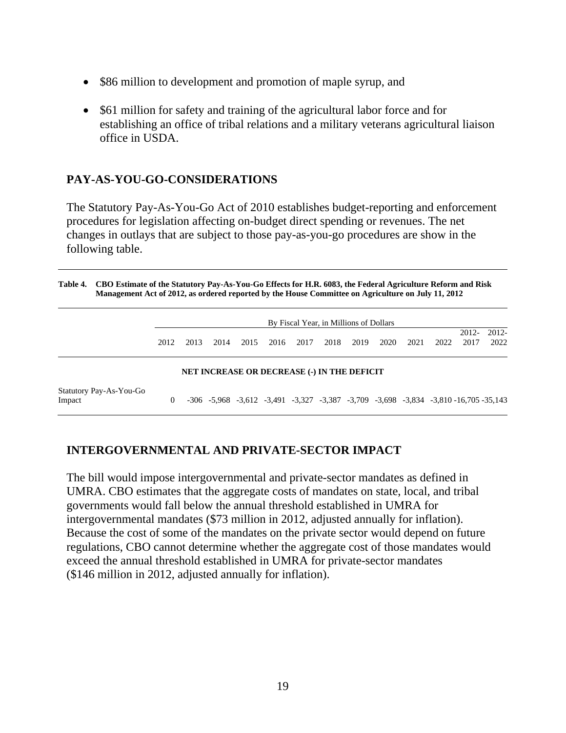- $86 million to development and promotion of maple syrup, and
- $61 million for safety and training of the agricultural labor force and for establishing an office of tribal relations and a military veterans agricultural liaison office in USDA.

## PAY-AS-YOU-GO-CONSIDERATIONS

The Statutory Pay-As-You-Go Act of 2010 establishes budget-reporting and enforcement procedures for legislation affecting on-budget direct spending or revenues. The net changes in outlays that are subject to those pay-as-you-go procedures are show in the following table.

**Table 4. CBO Estimate of the Statutory Pay-As-You-Go Effects for H.R. 6083, the Federal Agriculture Reform and Risk Management Act of 2012, as ordered reported by the House Committee on Agriculture on July 11, 2012**

| | By Fiscal Year, in Millions of Dollars | | | | | | | | | | | | |
|---|---|---|---|---|---|---|---|---|---|---|---|---|---|
| | 2012 | 2013 | 2014 | 2015 | 2016 | 2017 | 2018 | 2019 | 2020 | 2021 | 2022 | 2012-2017 | 2012-2022 |
| **NET INCREASE OR DECREASE (-) IN THE DEFICIT** | | | | | | | | | | | | | |
| Statutory Pay-As-You-Go Impact | 0 | -306 | -5,968 | -3,612 | -3,491 | -3,327 | -3,387 | -3,709 | -3,698 | -3,834 | -3,810 | -16,705 | -35,143 |

## INTERGOVERNMENTAL AND PRIVATE-SECTOR IMPACT

The bill would impose intergovernmental and private-sector mandates as defined in UMRA. CBO estimates that the aggregate costs of mandates on state, local, and tribal governments would fall below the annual threshold established in UMRA for intergovernmental mandates ($73 million in 2012, adjusted annually for inflation). Because the cost of some of the mandates on the private sector would depend on future regulations, CBO cannot determine whether the aggregate cost of those mandates would exceed the annual threshold established in UMRA for private-sector mandates ($146 million in 2012, adjusted annually for inflation).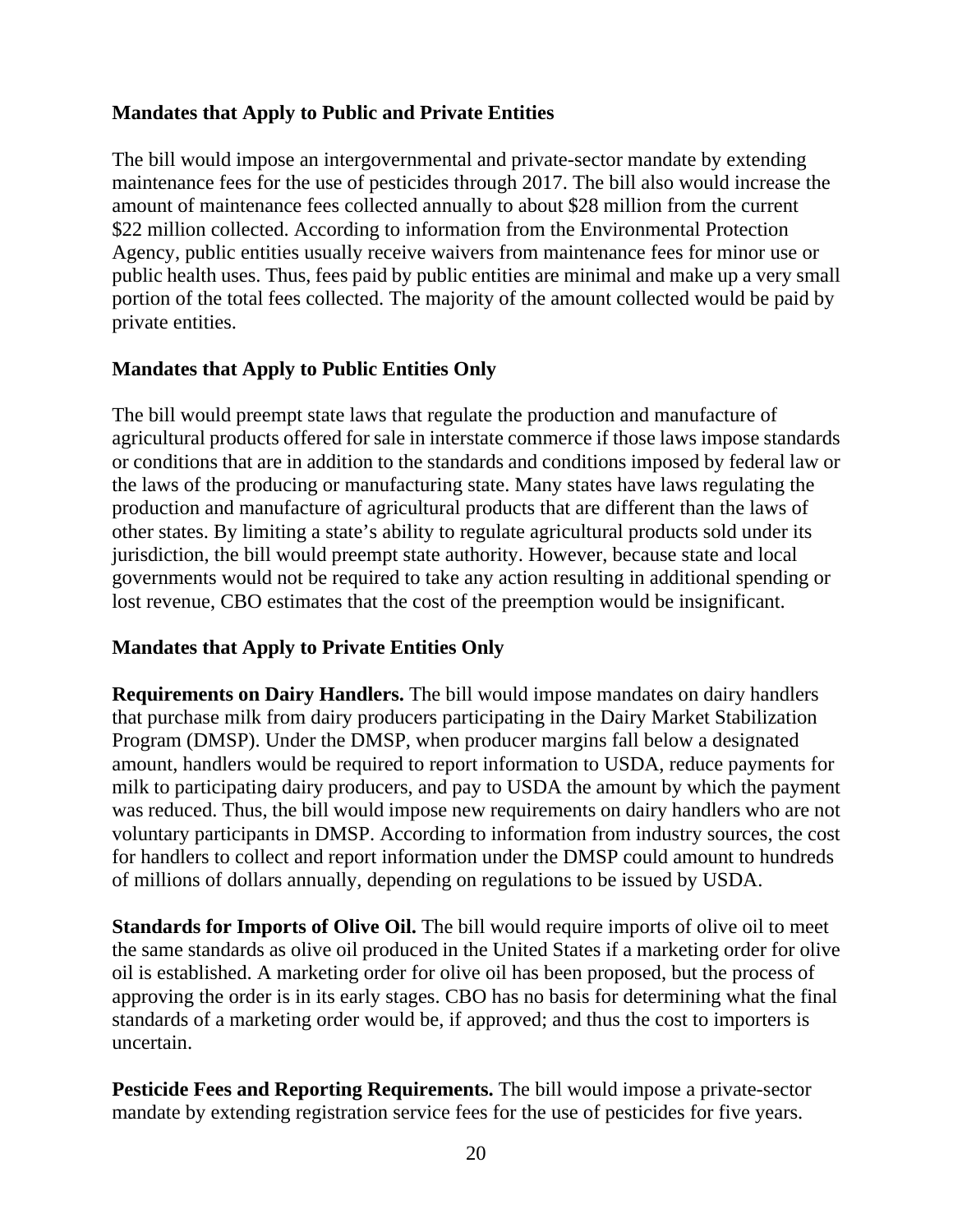### Mandates that Apply to Public and Private Entities

The bill would impose an intergovernmental and private-sector mandate by extending maintenance fees for the use of pesticides through 2017. The bill also would increase the amount of maintenance fees collected annually to about $28 million from the current $22 million collected. According to information from the Environmental Protection Agency, public entities usually receive waivers from maintenance fees for minor use or public health uses. Thus, fees paid by public entities are minimal and make up a very small portion of the total fees collected. The majority of the amount collected would be paid by private entities.

### Mandates that Apply to Public Entities Only

The bill would preempt state laws that regulate the production and manufacture of agricultural products offered for sale in interstate commerce if those laws impose standards or conditions that are in addition to the standards and conditions imposed by federal law or the laws of the producing or manufacturing state. Many states have laws regulating the production and manufacture of agricultural products that are different than the laws of other states. By limiting a state's ability to regulate agricultural products sold under its jurisdiction, the bill would preempt state authority. However, because state and local governments would not be required to take any action resulting in additional spending or lost revenue, CBO estimates that the cost of the preemption would be insignificant.

### Mandates that Apply to Private Entities Only

**Requirements on Dairy Handlers.** The bill would impose mandates on dairy handlers that purchase milk from dairy producers participating in the Dairy Market Stabilization Program (DMSP). Under the DMSP, when producer margins fall below a designated amount, handlers would be required to report information to USDA, reduce payments for milk to participating dairy producers, and pay to USDA the amount by which the payment was reduced. Thus, the bill would impose new requirements on dairy handlers who are not voluntary participants in DMSP. According to information from industry sources, the cost for handlers to collect and report information under the DMSP could amount to hundreds of millions of dollars annually, depending on regulations to be issued by USDA.

**Standards for Imports of Olive Oil.** The bill would require imports of olive oil to meet the same standards as olive oil produced in the United States if a marketing order for olive oil is established. A marketing order for olive oil has been proposed, but the process of approving the order is in its early stages. CBO has no basis for determining what the final standards of a marketing order would be, if approved; and thus the cost to importers is uncertain.

**Pesticide Fees and Reporting Requirements.** The bill would impose a private-sector mandate by extending registration service fees for the use of pesticides for five years.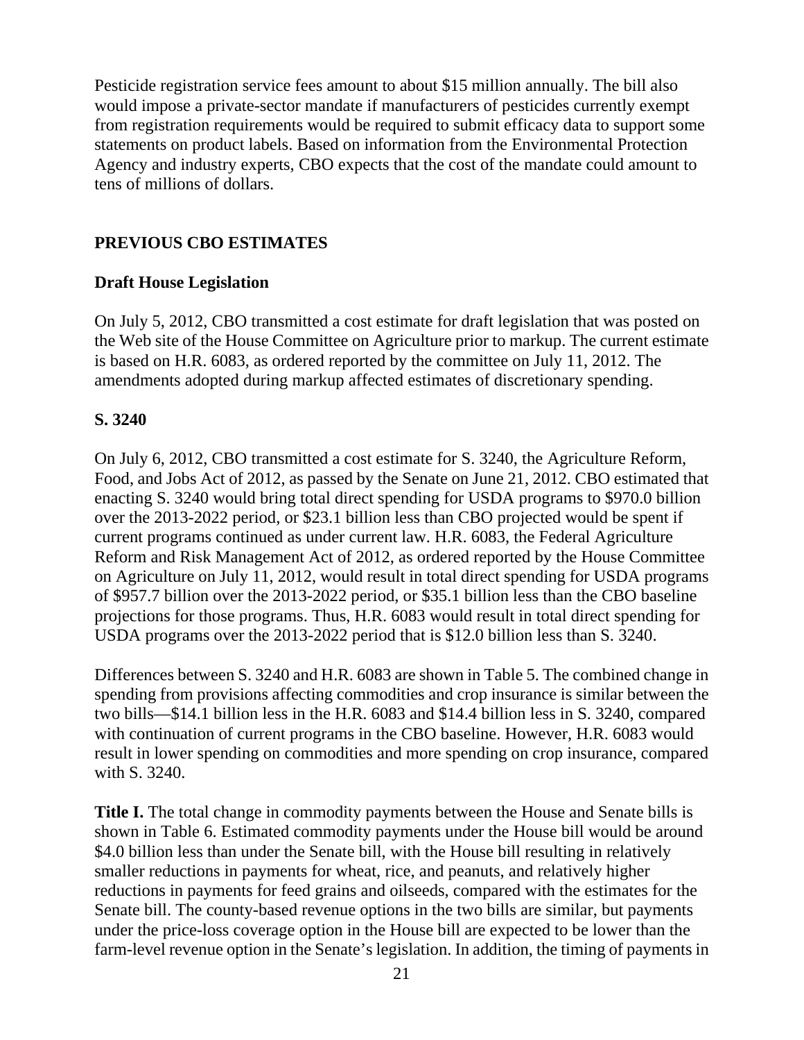Pesticide registration service fees amount to about $15 million annually. The bill also would impose a private-sector mandate if manufacturers of pesticides currently exempt from registration requirements would be required to submit efficacy data to support some statements on product labels. Based on information from the Environmental Protection Agency and industry experts, CBO expects that the cost of the mandate could amount to tens of millions of dollars.

## PREVIOUS CBO ESTIMATES

### Draft House Legislation

On July 5, 2012, CBO transmitted a cost estimate for draft legislation that was posted on the Web site of the House Committee on Agriculture prior to markup. The current estimate is based on H.R. 6083, as ordered reported by the committee on July 11, 2012. The amendments adopted during markup affected estimates of discretionary spending.

### S. 3240

On July 6, 2012, CBO transmitted a cost estimate for S. 3240, the Agriculture Reform, Food, and Jobs Act of 2012, as passed by the Senate on June 21, 2012. CBO estimated that enacting S. 3240 would bring total direct spending for USDA programs to $970.0 billion over the 2013-2022 period, or $23.1 billion less than CBO projected would be spent if current programs continued as under current law. H.R. 6083, the Federal Agriculture Reform and Risk Management Act of 2012, as ordered reported by the House Committee on Agriculture on July 11, 2012, would result in total direct spending for USDA programs of $957.7 billion over the 2013-2022 period, or $35.1 billion less than the CBO baseline projections for those programs. Thus, H.R. 6083 would result in total direct spending for USDA programs over the 2013-2022 period that is $12.0 billion less than S. 3240.

Differences between S. 3240 and H.R. 6083 are shown in Table 5. The combined change in spending from provisions affecting commodities and crop insurance is similar between the two bills—$14.1 billion less in the H.R. 6083 and $14.4 billion less in S. 3240, compared with continuation of current programs in the CBO baseline. However, H.R. 6083 would result in lower spending on commodities and more spending on crop insurance, compared with S. 3240.

**Title I.** The total change in commodity payments between the House and Senate bills is shown in Table 6. Estimated commodity payments under the House bill would be around $4.0 billion less than under the Senate bill, with the House bill resulting in relatively smaller reductions in payments for wheat, rice, and peanuts, and relatively higher reductions in payments for feed grains and oilseeds, compared with the estimates for the Senate bill. The county-based revenue options in the two bills are similar, but payments under the price-loss coverage option in the House bill are expected to be lower than the farm-level revenue option in the Senate's legislation. In addition, the timing of payments in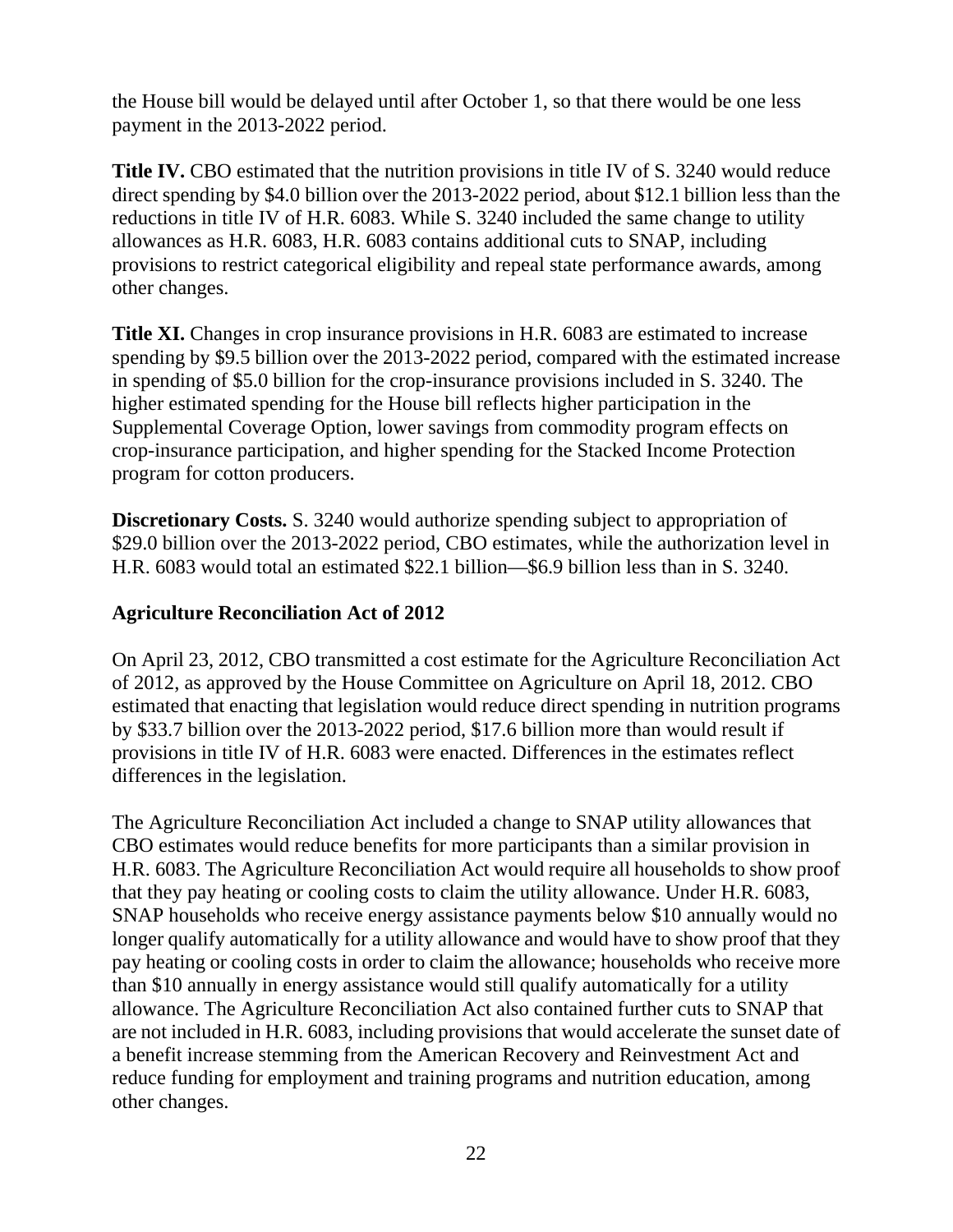the House bill would be delayed until after October 1, so that there would be one less payment in the 2013-2022 period.

**Title IV.** CBO estimated that the nutrition provisions in title IV of S. 3240 would reduce direct spending by $4.0 billion over the 2013-2022 period, about $12.1 billion less than the reductions in title IV of H.R. 6083. While S. 3240 included the same change to utility allowances as H.R. 6083, H.R. 6083 contains additional cuts to SNAP, including provisions to restrict categorical eligibility and repeal state performance awards, among other changes.

**Title XI.** Changes in crop insurance provisions in H.R. 6083 are estimated to increase spending by $9.5 billion over the 2013-2022 period, compared with the estimated increase in spending of $5.0 billion for the crop-insurance provisions included in S. 3240. The higher estimated spending for the House bill reflects higher participation in the Supplemental Coverage Option, lower savings from commodity program effects on crop-insurance participation, and higher spending for the Stacked Income Protection program for cotton producers.

**Discretionary Costs.** S. 3240 would authorize spending subject to appropriation of $29.0 billion over the 2013-2022 period, CBO estimates, while the authorization level in H.R. 6083 would total an estimated $22.1 billion—$6.9 billion less than in S. 3240.

**Agriculture Reconciliation Act of 2012**

On April 23, 2012, CBO transmitted a cost estimate for the Agriculture Reconciliation Act of 2012, as approved by the House Committee on Agriculture on April 18, 2012. CBO estimated that enacting that legislation would reduce direct spending in nutrition programs by $33.7 billion over the 2013-2022 period, $17.6 billion more than would result if provisions in title IV of H.R. 6083 were enacted. Differences in the estimates reflect differences in the legislation.

The Agriculture Reconciliation Act included a change to SNAP utility allowances that CBO estimates would reduce benefits for more participants than a similar provision in H.R. 6083. The Agriculture Reconciliation Act would require all households to show proof that they pay heating or cooling costs to claim the utility allowance. Under H.R. 6083, SNAP households who receive energy assistance payments below $10 annually would no longer qualify automatically for a utility allowance and would have to show proof that they pay heating or cooling costs in order to claim the allowance; households who receive more than $10 annually in energy assistance would still qualify automatically for a utility allowance. The Agriculture Reconciliation Act also contained further cuts to SNAP that are not included in H.R. 6083, including provisions that would accelerate the sunset date of a benefit increase stemming from the American Recovery and Reinvestment Act and reduce funding for employment and training programs and nutrition education, among other changes.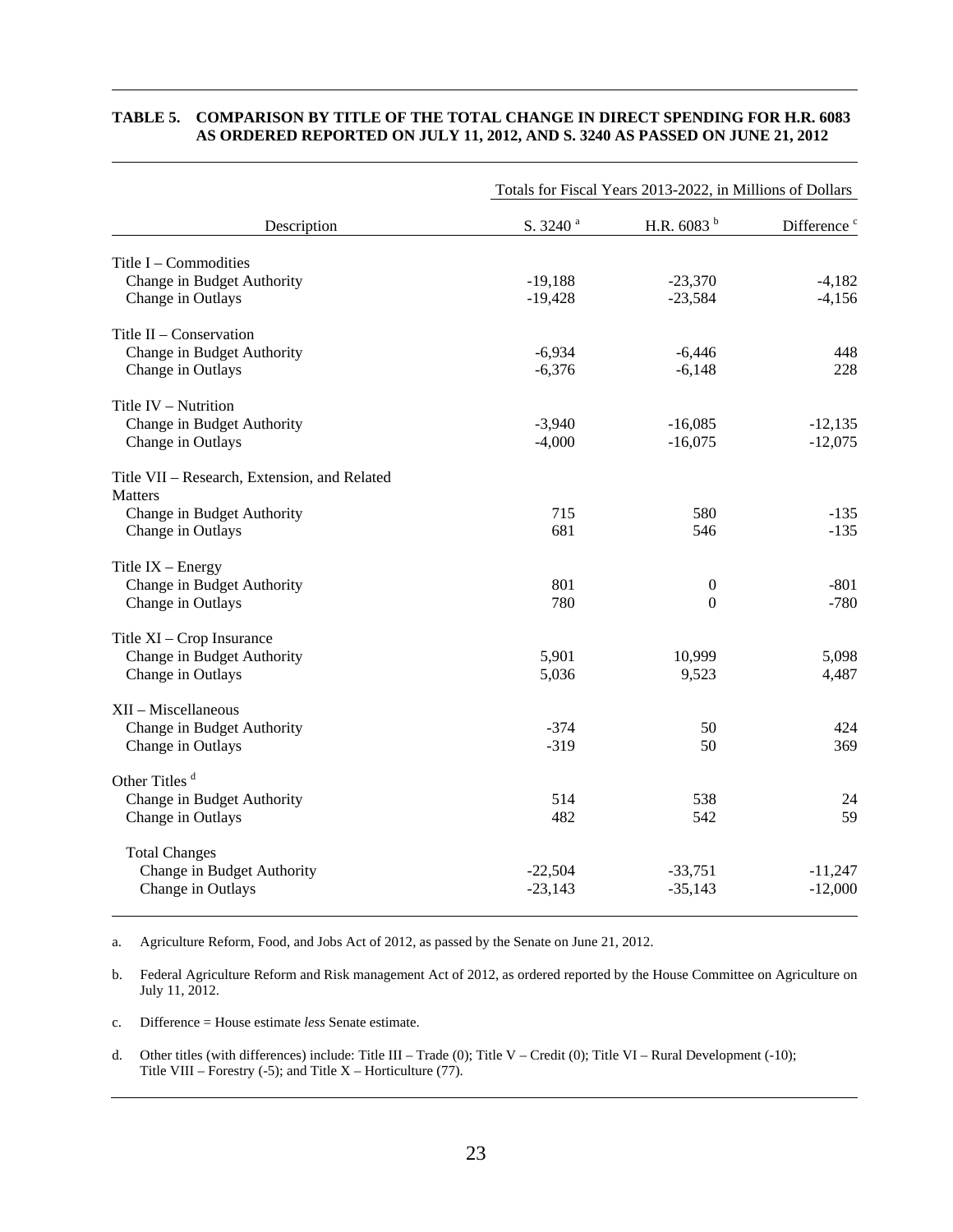**TABLE 5. COMPARISON BY TITLE OF THE TOTAL CHANGE IN DIRECT SPENDING FOR H.R. 6083 AS ORDERED REPORTED ON JULY 11, 2012, AND S. 3240 AS PASSED ON JUNE 21, 2012**

| | Totals for Fiscal Years 2013-2022, in Millions of Dollars | | |
|---|---|---|---|
| Description | S. 3240 [a] | H.R. 6083 [b] | Difference [c] |
| Title I – Commodities | | | |
| Change in Budget Authority | -19,188 | -23,370 | -4,182 |
| Change in Outlays | -19,428 | -23,584 | -4,156 |
| Title II – Conservation | | | |
| Change in Budget Authority | -6,934 | -6,446 | 448 |
| Change in Outlays | -6,376 | -6,148 | 228 |
| Title IV – Nutrition | | | |
| Change in Budget Authority | -3,940 | -16,085 | -12,135 |
| Change in Outlays | -4,000 | -16,075 | -12,075 |
| Title VII – Research, Extension, and Related Matters | | | |
| Change in Budget Authority | 715 | 580 | -135 |
| Change in Outlays | 681 | 546 | -135 |
| Title IX – Energy | | | |
| Change in Budget Authority | 801 | 0 | -801 |
| Change in Outlays | 780 | 0 | -780 |
| Title XI – Crop Insurance | | | |
| Change in Budget Authority | 5,901 | 10,999 | 5,098 |
| Change in Outlays | 5,036 | 9,523 | 4,487 |
| XII – Miscellaneous | | | |
| Change in Budget Authority | -374 | 50 | 424 |
| Change in Outlays | -319 | 50 | 369 |
| Other Titles [d] | | | |
| Change in Budget Authority | 514 | 538 | 24 |
| Change in Outlays | 482 | 542 | 59 |
| Total Changes | | | |
| Change in Budget Authority | -22,504 | -33,751 | -11,247 |
| Change in Outlays | -23,143 | -35,143 | -12,000 |

a. Agriculture Reform, Food, and Jobs Act of 2012, as passed by the Senate on June 21, 2012.

b. Federal Agriculture Reform and Risk management Act of 2012, as ordered reported by the House Committee on Agriculture on July 11, 2012.

c. Difference = House estimate *less* Senate estimate.

d. Other titles (with differences) include: Title III – Trade (0); Title V – Credit (0); Title VI – Rural Development (-10); Title VIII – Forestry (-5); and Title X – Horticulture (77).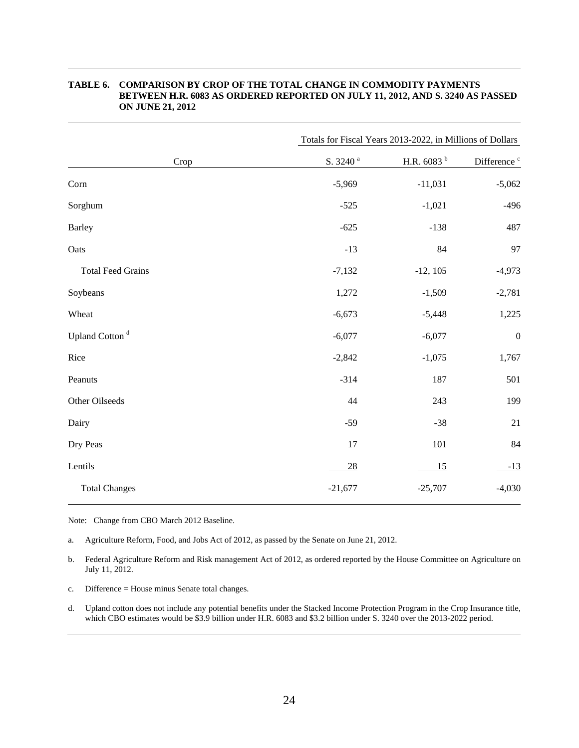**TABLE 6. COMPARISON BY CROP OF THE TOTAL CHANGE IN COMMODITY PAYMENTS BETWEEN H.R. 6083 AS ORDERED REPORTED ON JULY 11, 2012, AND S. 3240 AS PASSED ON JUNE 21, 2012**

| | Totals for Fiscal Years 2013-2022, in Millions of Dollars | | |
|---|---|---|---|
| Crop | S. 3240 [a] | H.R. 6083 [b] | Difference [c] |
| Corn | -5,969 | -11,031 | -5,062 |
| Sorghum | -525 | -1,021 | -496 |
| Barley | -625 | -138 | 487 |
| Oats | -13 | 84 | 97 |
| Total Feed Grains | -7,132 | -12, 105 | -4,973 |
| Soybeans | 1,272 | -1,509 | -2,781 |
| Wheat | -6,673 | -5,448 | 1,225 |
| Upland Cotton [d] | -6,077 | -6,077 | 0 |
| Rice | -2,842 | -1,075 | 1,767 |
| Peanuts | -314 | 187 | 501 |
| Other Oilseeds | 44 | 243 | 199 |
| Dairy | -59 | -38 | 21 |
| Dry Peas | 17 | 101 | 84 |
| Lentils | 28 | 15 | -13 |
| Total Changes | -21,677 | -25,707 | -4,030 |

Note: Change from CBO March 2012 Baseline.

a. Agriculture Reform, Food, and Jobs Act of 2012, as passed by the Senate on June 21, 2012.

b. Federal Agriculture Reform and Risk management Act of 2012, as ordered reported by the House Committee on Agriculture on July 11, 2012.

c. Difference = House minus Senate total changes.

d. Upland cotton does not include any potential benefits under the Stacked Income Protection Program in the Crop Insurance title, which CBO estimates would be $3.9 billion under H.R. 6083 and $3.2 billion under S. 3240 over the 2013-2022 period.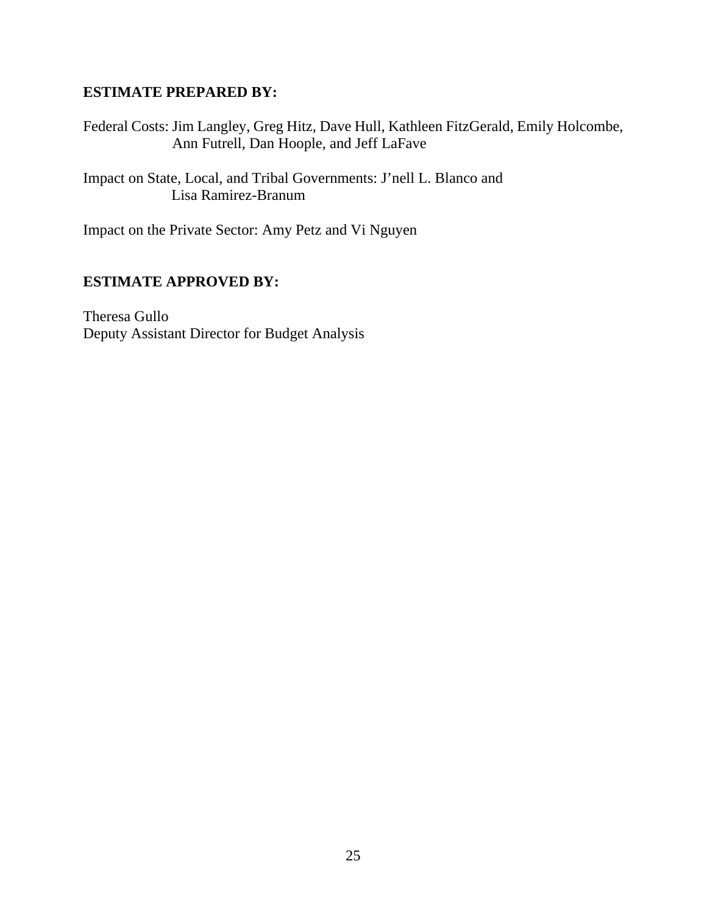**ESTIMATE PREPARED BY:**

Federal Costs: Jim Langley, Greg Hitz, Dave Hull, Kathleen FitzGerald, Emily Holcombe, Ann Futrell, Dan Hoople, and Jeff LaFave

Impact on State, Local, and Tribal Governments: J'nell L. Blanco and Lisa Ramirez-Branum

Impact on the Private Sector: Amy Petz and Vi Nguyen

**ESTIMATE APPROVED BY:**

Theresa Gullo
Deputy Assistant Director for Budget Analysis